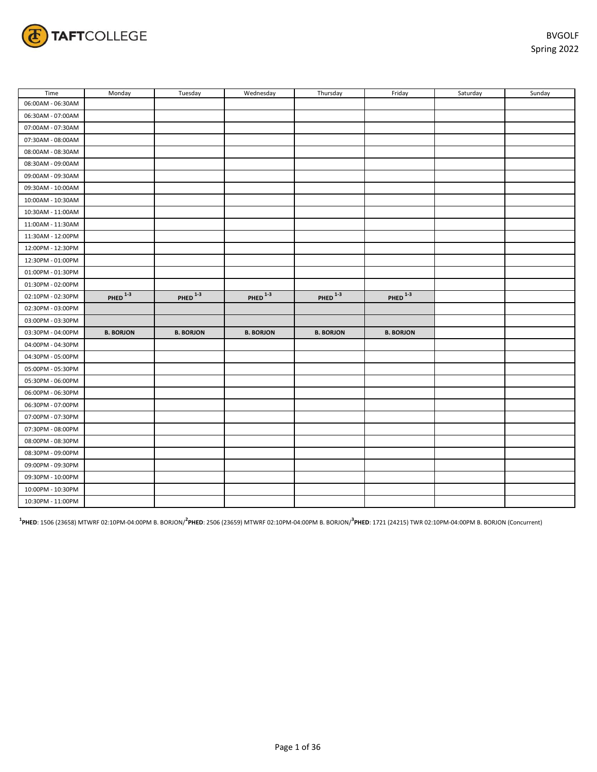TAFTCOLLEGE

BVGOLF
Spring 2022

| Time | Monday | Tuesday | Wednesday | Thursday | Friday | Saturday | Sunday |
|---|---|---|---|---|---|---|---|
| 06:00AM - 06:30AM | | | | | | | |
| 06:30AM - 07:00AM | | | | | | | |
| 07:00AM - 07:30AM | | | | | | | |
| 07:30AM - 08:00AM | | | | | | | |
| 08:00AM - 08:30AM | | | | | | | |
| 08:30AM - 09:00AM | | | | | | | |
| 09:00AM - 09:30AM | | | | | | | |
| 09:30AM - 10:00AM | | | | | | | |
| 10:00AM - 10:30AM | | | | | | | |
| 10:30AM - 11:00AM | | | | | | | |
| 11:00AM - 11:30AM | | | | | | | |
| 11:30AM - 12:00PM | | | | | | | |
| 12:00PM - 12:30PM | | | | | | | |
| 12:30PM - 01:00PM | | | | | | | |
| 01:00PM - 01:30PM | | | | | | | |
| 01:30PM - 02:00PM | | | | | | | |
| 02:10PM - 02:30PM | **PHED** [1-3] | **PHED** [1-3] | **PHED** [1-3] | **PHED** [1-3] | **PHED** [1-3] | | |
| 02:30PM - 03:00PM | | | | | | | |
| 03:00PM - 03:30PM | | | | | | | |
| 03:30PM - 04:00PM | **B. BORJON** | **B. BORJON** | **B. BORJON** | **B. BORJON** | **B. BORJON** | | |
| 04:00PM - 04:30PM | | | | | | | |
| 04:30PM - 05:00PM | | | | | | | |
| 05:00PM - 05:30PM | | | | | | | |
| 05:30PM - 06:00PM | | | | | | | |
| 06:00PM - 06:30PM | | | | | | | |
| 06:30PM - 07:00PM | | | | | | | |
| 07:00PM - 07:30PM | | | | | | | |
| 07:30PM - 08:00PM | | | | | | | |
| 08:00PM - 08:30PM | | | | | | | |
| 08:30PM - 09:00PM | | | | | | | |
| 09:00PM - 09:30PM | | | | | | | |
| 09:30PM - 10:00PM | | | | | | | |
| 10:00PM - 10:30PM | | | | | | | |
| 10:30PM - 11:00PM | | | | | | | |

[1]**PHED**: 1506 (23658) MTWRF 02:10PM-04:00PM B. BORJON/[2]**PHED**: 2506 (23659) MTWRF 02:10PM-04:00PM B. BORJON/[3]**PHED**: 1721 (24215) TWR 02:10PM-04:00PM B. BORJON (Concurrent)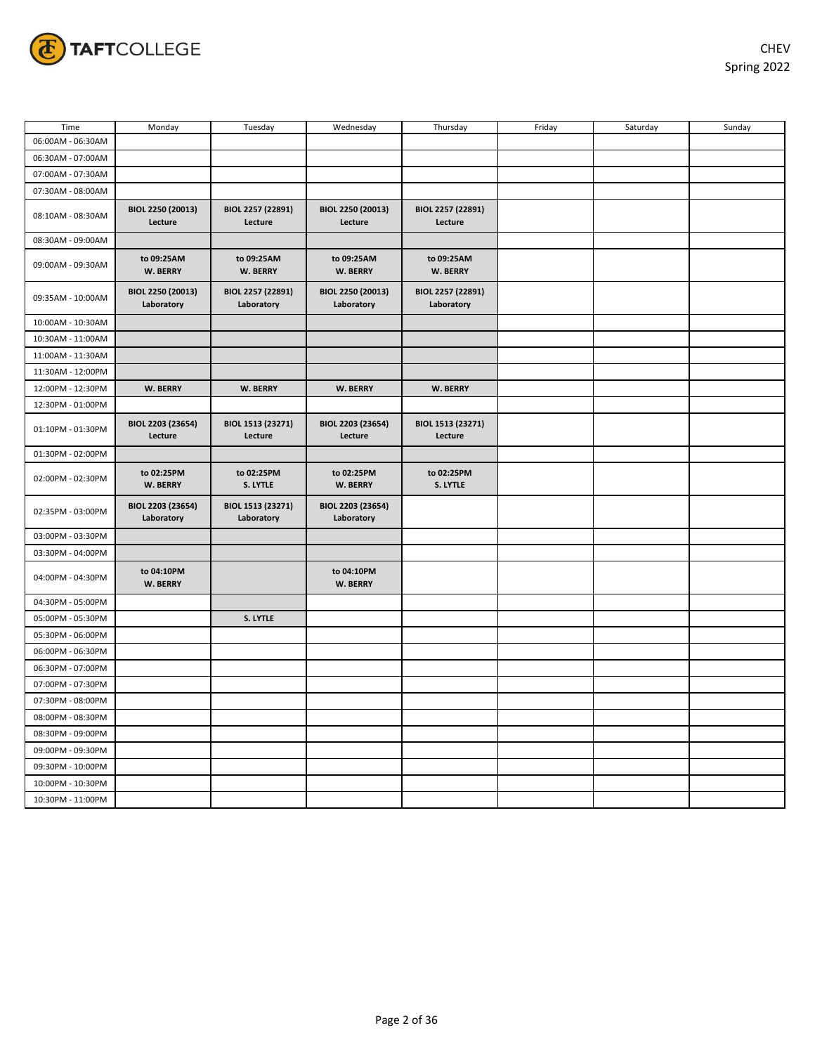CHEV
Spring 2022

| Time | Monday | Tuesday | Wednesday | Thursday | Friday | Saturday | Sunday |
|---|---|---|---|---|---|---|---|
| 06:00AM - 06:30AM | | | | | | | |
| 06:30AM - 07:00AM | | | | | | | |
| 07:00AM - 07:30AM | | | | | | | |
| 07:30AM - 08:00AM | | | | | | | |
| 08:10AM - 08:30AM | **BIOL 2250 (20013) Lecture** | **BIOL 2257 (22891) Lecture** | **BIOL 2250 (20013) Lecture** | **BIOL 2257 (22891) Lecture** | | | |
| 08:30AM - 09:00AM | | | | | | | |
| 09:00AM - 09:30AM | **to 09:25AM W. BERRY** | **to 09:25AM W. BERRY** | **to 09:25AM W. BERRY** | **to 09:25AM W. BERRY** | | | |
| 09:35AM - 10:00AM | **BIOL 2250 (20013) Laboratory** | **BIOL 2257 (22891) Laboratory** | **BIOL 2250 (20013) Laboratory** | **BIOL 2257 (22891) Laboratory** | | | |
| 10:00AM - 10:30AM | | | | | | | |
| 10:30AM - 11:00AM | | | | | | | |
| 11:00AM - 11:30AM | | | | | | | |
| 11:30AM - 12:00PM | | | | | | | |
| 12:00PM - 12:30PM | **W. BERRY** | **W. BERRY** | **W. BERRY** | **W. BERRY** | | | |
| 12:30PM - 01:00PM | | | | | | | |
| 01:10PM - 01:30PM | **BIOL 2203 (23654) Lecture** | **BIOL 1513 (23271) Lecture** | **BIOL 2203 (23654) Lecture** | **BIOL 1513 (23271) Lecture** | | | |
| 01:30PM - 02:00PM | | | | | | | |
| 02:00PM - 02:30PM | **to 02:25PM W. BERRY** | **to 02:25PM S. LYTLE** | **to 02:25PM W. BERRY** | **to 02:25PM S. LYTLE** | | | |
| 02:35PM - 03:00PM | **BIOL 2203 (23654) Laboratory** | **BIOL 1513 (23271) Laboratory** | **BIOL 2203 (23654) Laboratory** | | | | |
| 03:00PM - 03:30PM | | | | | | | |
| 03:30PM - 04:00PM | | | | | | | |
| 04:00PM - 04:30PM | **to 04:10PM W. BERRY** | | **to 04:10PM W. BERRY** | | | | |
| 04:30PM - 05:00PM | | | | | | | |
| 05:00PM - 05:30PM | | **S. LYTLE** | | | | | |
| 05:30PM - 06:00PM | | | | | | | |
| 06:00PM - 06:30PM | | | | | | | |
| 06:30PM - 07:00PM | | | | | | | |
| 07:00PM - 07:30PM | | | | | | | |
| 07:30PM - 08:00PM | | | | | | | |
| 08:00PM - 08:30PM | | | | | | | |
| 08:30PM - 09:00PM | | | | | | | |
| 09:00PM - 09:30PM | | | | | | | |
| 09:30PM - 10:00PM | | | | | | | |
| 10:00PM - 10:30PM | | | | | | | |
| 10:30PM - 11:00PM | | | | | | | |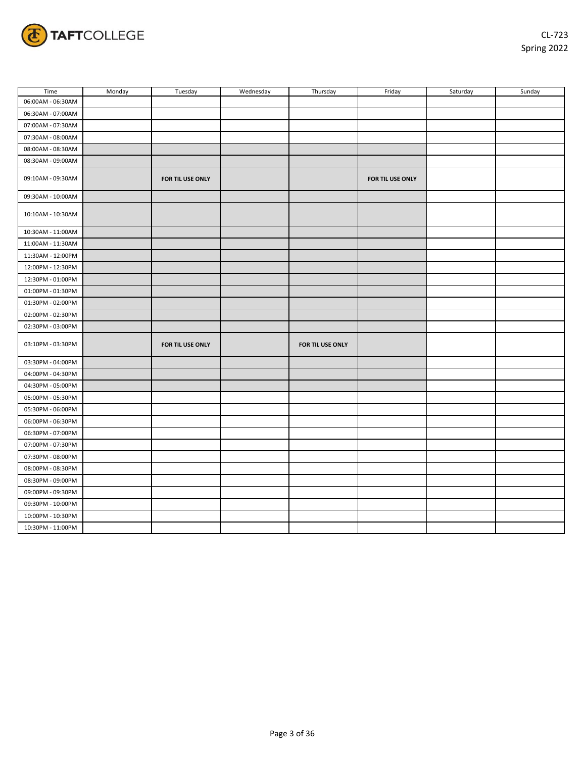| Time | Monday | Tuesday | Wednesday | Thursday | Friday | Saturday | Sunday |
|---|---|---|---|---|---|---|---|
| 06:00AM - 06:30AM | | | | | | | |
| 06:30AM - 07:00AM | | | | | | | |
| 07:00AM - 07:30AM | | | | | | | |
| 07:30AM - 08:00AM | | | | | | | |
| 08:00AM - 08:30AM | | | | | | | |
| 08:30AM - 09:00AM | | | | | | | |
| 09:10AM - 09:30AM | | **FOR TIL USE ONLY** | | | **FOR TIL USE ONLY** | | |
| 09:30AM - 10:00AM | | | | | | | |
| 10:10AM - 10:30AM | | | | | | | |
| 10:30AM - 11:00AM | | | | | | | |
| 11:00AM - 11:30AM | | | | | | | |
| 11:30AM - 12:00PM | | | | | | | |
| 12:00PM - 12:30PM | | | | | | | |
| 12:30PM - 01:00PM | | | | | | | |
| 01:00PM - 01:30PM | | | | | | | |
| 01:30PM - 02:00PM | | | | | | | |
| 02:00PM - 02:30PM | | | | | | | |
| 02:30PM - 03:00PM | | | | | | | |
| 03:10PM - 03:30PM | | **FOR TIL USE ONLY** | | **FOR TIL USE ONLY** | | | |
| 03:30PM - 04:00PM | | | | | | | |
| 04:00PM - 04:30PM | | | | | | | |
| 04:30PM - 05:00PM | | | | | | | |
| 05:00PM - 05:30PM | | | | | | | |
| 05:30PM - 06:00PM | | | | | | | |
| 06:00PM - 06:30PM | | | | | | | |
| 06:30PM - 07:00PM | | | | | | | |
| 07:00PM - 07:30PM | | | | | | | |
| 07:30PM - 08:00PM | | | | | | | |
| 08:00PM - 08:30PM | | | | | | | |
| 08:30PM - 09:00PM | | | | | | | |
| 09:00PM - 09:30PM | | | | | | | |
| 09:30PM - 10:00PM | | | | | | | |
| 10:00PM - 10:30PM | | | | | | | |
| 10:30PM - 11:00PM | | | | | | | |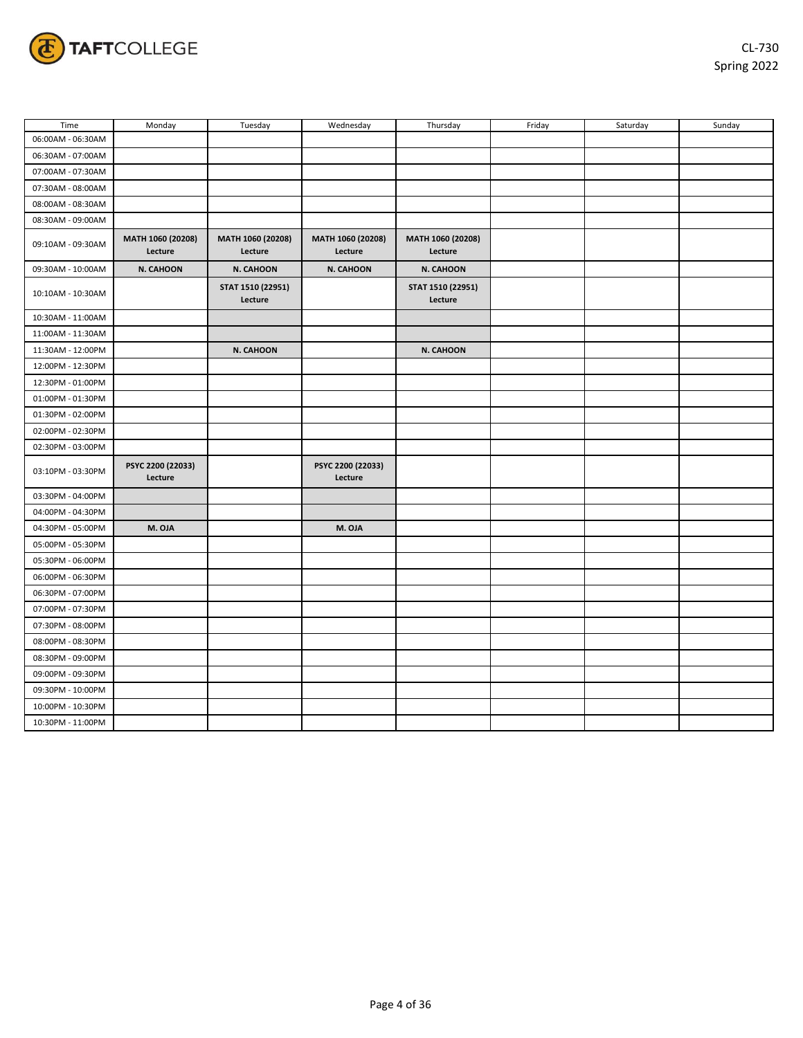CL-730
Spring 2022

| Time | Monday | Tuesday | Wednesday | Thursday | Friday | Saturday | Sunday |
|---|---|---|---|---|---|---|---|
| 06:00AM - 06:30AM | | | | | | | |
| 06:30AM - 07:00AM | | | | | | | |
| 07:00AM - 07:30AM | | | | | | | |
| 07:30AM - 08:00AM | | | | | | | |
| 08:00AM - 08:30AM | | | | | | | |
| 08:30AM - 09:00AM | | | | | | | |
| 09:10AM - 09:30AM | **MATH 1060 (20208) Lecture** | **MATH 1060 (20208) Lecture** | **MATH 1060 (20208) Lecture** | **MATH 1060 (20208) Lecture** | | | |
| 09:30AM - 10:00AM | **N. CAHOON** | **N. CAHOON** | **N. CAHOON** | **N. CAHOON** | | | |
| 10:10AM - 10:30AM | | **STAT 1510 (22951) Lecture** | | **STAT 1510 (22951) Lecture** | | | |
| 10:30AM - 11:00AM | | | | | | | |
| 11:00AM - 11:30AM | | | | | | | |
| 11:30AM - 12:00PM | | **N. CAHOON** | | **N. CAHOON** | | | |
| 12:00PM - 12:30PM | | | | | | | |
| 12:30PM - 01:00PM | | | | | | | |
| 01:00PM - 01:30PM | | | | | | | |
| 01:30PM - 02:00PM | | | | | | | |
| 02:00PM - 02:30PM | | | | | | | |
| 02:30PM - 03:00PM | | | | | | | |
| 03:10PM - 03:30PM | **PSYC 2200 (22033) Lecture** | | **PSYC 2200 (22033) Lecture** | | | | |
| 03:30PM - 04:00PM | | | | | | | |
| 04:00PM - 04:30PM | | | | | | | |
| 04:30PM - 05:00PM | **M. OJA** | | **M. OJA** | | | | |
| 05:00PM - 05:30PM | | | | | | | |
| 05:30PM - 06:00PM | | | | | | | |
| 06:00PM - 06:30PM | | | | | | | |
| 06:30PM - 07:00PM | | | | | | | |
| 07:00PM - 07:30PM | | | | | | | |
| 07:30PM - 08:00PM | | | | | | | |
| 08:00PM - 08:30PM | | | | | | | |
| 08:30PM - 09:00PM | | | | | | | |
| 09:00PM - 09:30PM | | | | | | | |
| 09:30PM - 10:00PM | | | | | | | |
| 10:00PM - 10:30PM | | | | | | | |
| 10:30PM - 11:00PM | | | | | | | |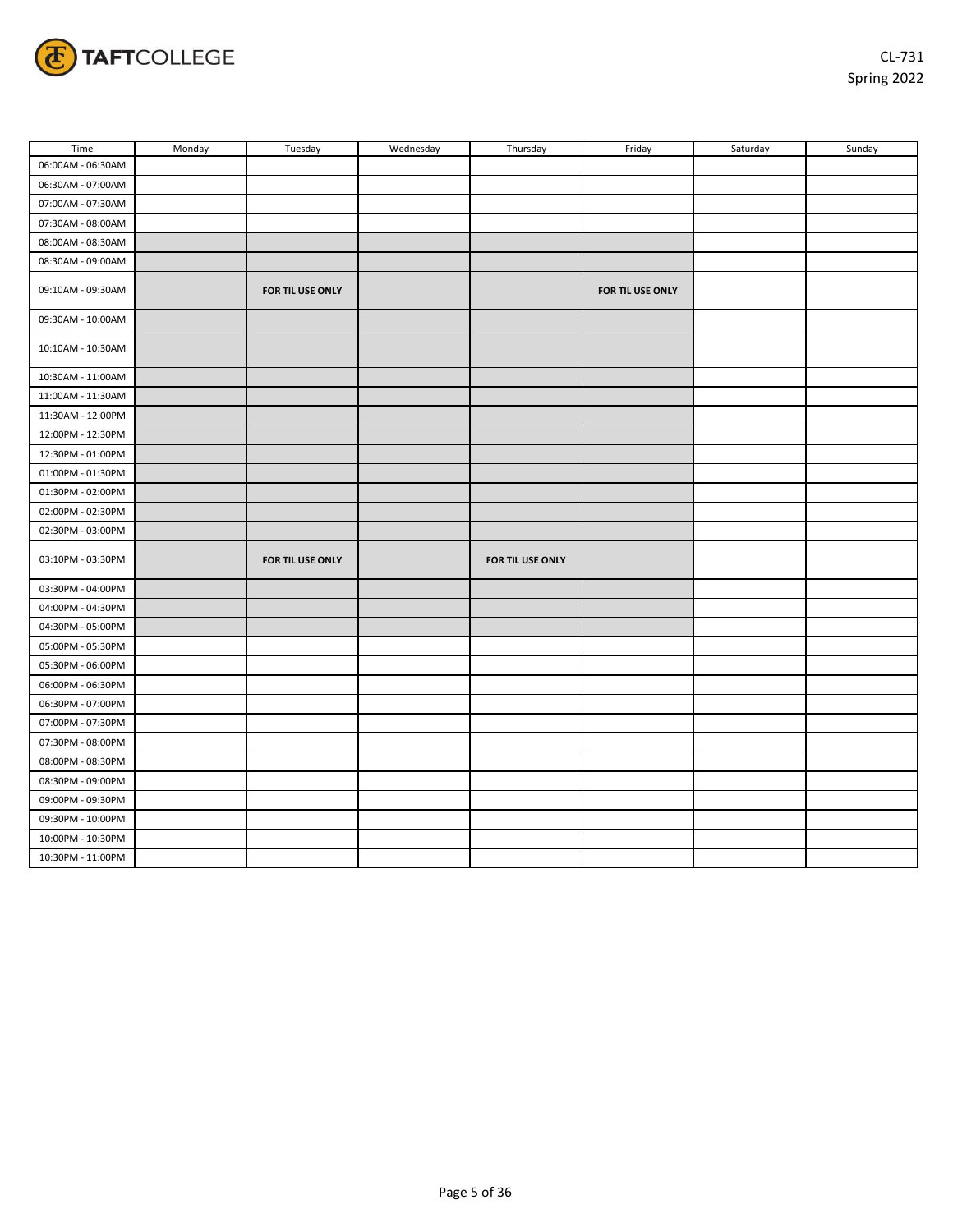| Time | Monday | Tuesday | Wednesday | Thursday | Friday | Saturday | Sunday |
|---|---|---|---|---|---|---|---|
| 06:00AM - 06:30AM | | | | | | | |
| 06:30AM - 07:00AM | | | | | | | |
| 07:00AM - 07:30AM | | | | | | | |
| 07:30AM - 08:00AM | | | | | | | |
| 08:00AM - 08:30AM | | | | | | | |
| 08:30AM - 09:00AM | | | | | | | |
| 09:10AM - 09:30AM | | **FOR TIL USE ONLY** | | | **FOR TIL USE ONLY** | | |
| 09:30AM - 10:00AM | | | | | | | |
| 10:10AM - 10:30AM | | | | | | | |
| 10:30AM - 11:00AM | | | | | | | |
| 11:00AM - 11:30AM | | | | | | | |
| 11:30AM - 12:00PM | | | | | | | |
| 12:00PM - 12:30PM | | | | | | | |
| 12:30PM - 01:00PM | | | | | | | |
| 01:00PM - 01:30PM | | | | | | | |
| 01:30PM - 02:00PM | | | | | | | |
| 02:00PM - 02:30PM | | | | | | | |
| 02:30PM - 03:00PM | | | | | | | |
| 03:10PM - 03:30PM | | **FOR TIL USE ONLY** | | **FOR TIL USE ONLY** | | | |
| 03:30PM - 04:00PM | | | | | | | |
| 04:00PM - 04:30PM | | | | | | | |
| 04:30PM - 05:00PM | | | | | | | |
| 05:00PM - 05:30PM | | | | | | | |
| 05:30PM - 06:00PM | | | | | | | |
| 06:00PM - 06:30PM | | | | | | | |
| 06:30PM - 07:00PM | | | | | | | |
| 07:00PM - 07:30PM | | | | | | | |
| 07:30PM - 08:00PM | | | | | | | |
| 08:00PM - 08:30PM | | | | | | | |
| 08:30PM - 09:00PM | | | | | | | |
| 09:00PM - 09:30PM | | | | | | | |
| 09:30PM - 10:00PM | | | | | | | |
| 10:00PM - 10:30PM | | | | | | | |
| 10:30PM - 11:00PM | | | | | | | |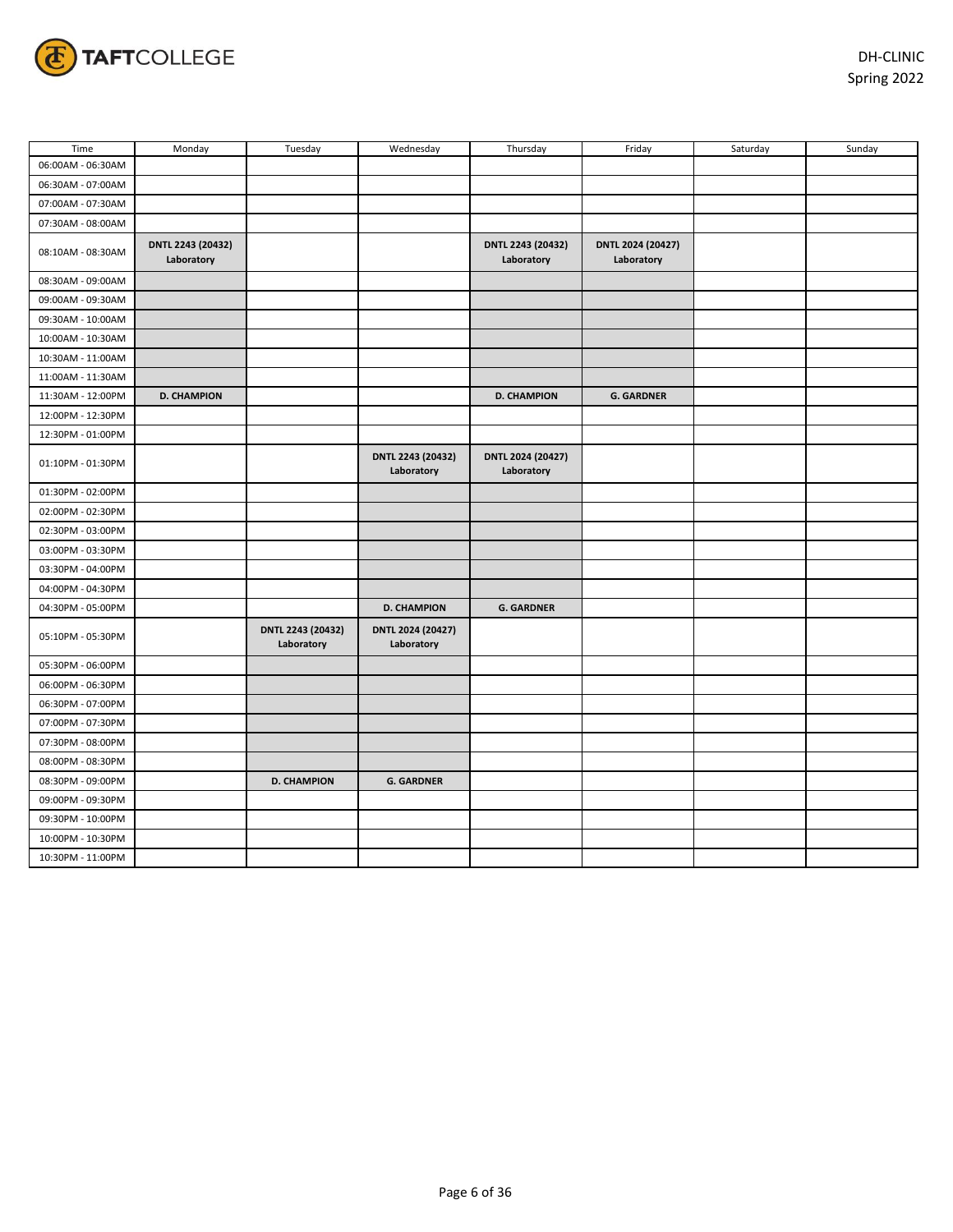TAFTCOLLEGE

DH-CLINIC
Spring 2022

| Time | Monday | Tuesday | Wednesday | Thursday | Friday | Saturday | Sunday |
|---|---|---|---|---|---|---|---|
| 06:00AM - 06:30AM | | | | | | | |
| 06:30AM - 07:00AM | | | | | | | |
| 07:00AM - 07:30AM | | | | | | | |
| 07:30AM - 08:00AM | | | | | | | |
| 08:10AM - 08:30AM | **DNTL 2243 (20432) Laboratory** | | | **DNTL 2243 (20432) Laboratory** | **DNTL 2024 (20427) Laboratory** | | |
| 08:30AM - 09:00AM | | | | | | | |
| 09:00AM - 09:30AM | | | | | | | |
| 09:30AM - 10:00AM | | | | | | | |
| 10:00AM - 10:30AM | | | | | | | |
| 10:30AM - 11:00AM | | | | | | | |
| 11:00AM - 11:30AM | | | | | | | |
| 11:30AM - 12:00PM | **D. CHAMPION** | | | **D. CHAMPION** | **G. GARDNER** | | |
| 12:00PM - 12:30PM | | | | | | | |
| 12:30PM - 01:00PM | | | | | | | |
| 01:10PM - 01:30PM | | | **DNTL 2243 (20432) Laboratory** | **DNTL 2024 (20427) Laboratory** | | | |
| 01:30PM - 02:00PM | | | | | | | |
| 02:00PM - 02:30PM | | | | | | | |
| 02:30PM - 03:00PM | | | | | | | |
| 03:00PM - 03:30PM | | | | | | | |
| 03:30PM - 04:00PM | | | | | | | |
| 04:00PM - 04:30PM | | | | | | | |
| 04:30PM - 05:00PM | | | **D. CHAMPION** | **G. GARDNER** | | | |
| 05:10PM - 05:30PM | | **DNTL 2243 (20432) Laboratory** | **DNTL 2024 (20427) Laboratory** | | | | |
| 05:30PM - 06:00PM | | | | | | | |
| 06:00PM - 06:30PM | | | | | | | |
| 06:30PM - 07:00PM | | | | | | | |
| 07:00PM - 07:30PM | | | | | | | |
| 07:30PM - 08:00PM | | | | | | | |
| 08:00PM - 08:30PM | | | | | | | |
| 08:30PM - 09:00PM | | **D. CHAMPION** | **G. GARDNER** | | | | |
| 09:00PM - 09:30PM | | | | | | | |
| 09:30PM - 10:00PM | | | | | | | |
| 10:00PM - 10:30PM | | | | | | | |
| 10:30PM - 11:00PM | | | | | | | |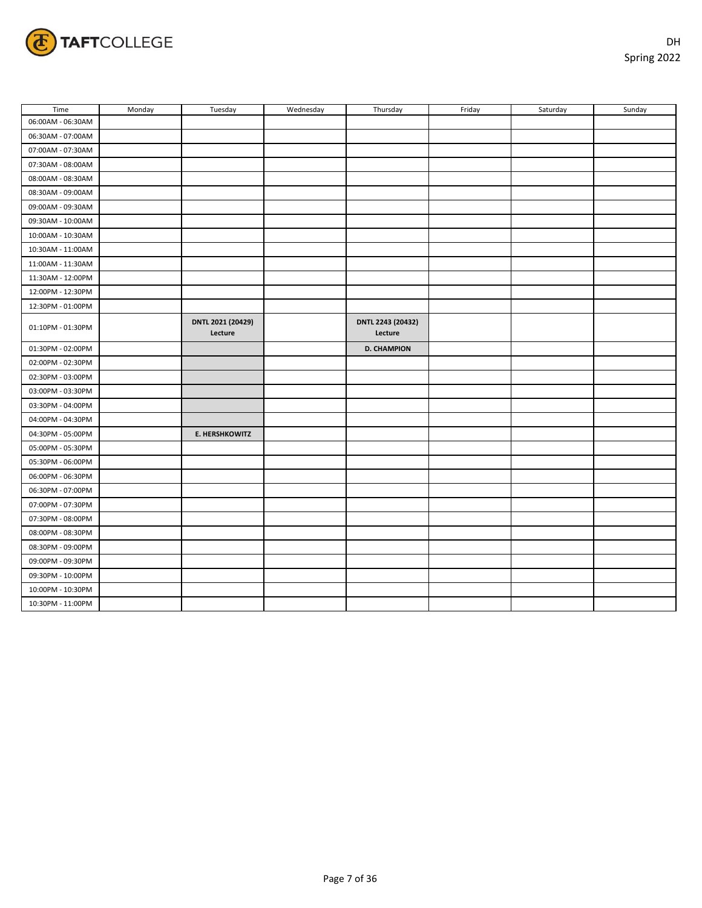DH
Spring 2022

| Time | Monday | Tuesday | Wednesday | Thursday | Friday | Saturday | Sunday |
|---|---|---|---|---|---|---|---|
| 06:00AM - 06:30AM | | | | | | | |
| 06:30AM - 07:00AM | | | | | | | |
| 07:00AM - 07:30AM | | | | | | | |
| 07:30AM - 08:00AM | | | | | | | |
| 08:00AM - 08:30AM | | | | | | | |
| 08:30AM - 09:00AM | | | | | | | |
| 09:00AM - 09:30AM | | | | | | | |
| 09:30AM - 10:00AM | | | | | | | |
| 10:00AM - 10:30AM | | | | | | | |
| 10:30AM - 11:00AM | | | | | | | |
| 11:00AM - 11:30AM | | | | | | | |
| 11:30AM - 12:00PM | | | | | | | |
| 12:00PM - 12:30PM | | | | | | | |
| 12:30PM - 01:00PM | | | | | | | |
| 01:10PM - 01:30PM | | **DNTL 2021 (20429) Lecture** | | **DNTL 2243 (20432) Lecture** | | | |
| 01:30PM - 02:00PM | | | | **D. CHAMPION** | | | |
| 02:00PM - 02:30PM | | | | | | | |
| 02:30PM - 03:00PM | | | | | | | |
| 03:00PM - 03:30PM | | | | | | | |
| 03:30PM - 04:00PM | | | | | | | |
| 04:00PM - 04:30PM | | | | | | | |
| 04:30PM - 05:00PM | | **E. HERSHKOWITZ** | | | | | |
| 05:00PM - 05:30PM | | | | | | | |
| 05:30PM - 06:00PM | | | | | | | |
| 06:00PM - 06:30PM | | | | | | | |
| 06:30PM - 07:00PM | | | | | | | |
| 07:00PM - 07:30PM | | | | | | | |
| 07:30PM - 08:00PM | | | | | | | |
| 08:00PM - 08:30PM | | | | | | | |
| 08:30PM - 09:00PM | | | | | | | |
| 09:00PM - 09:30PM | | | | | | | |
| 09:30PM - 10:00PM | | | | | | | |
| 10:00PM - 10:30PM | | | | | | | |
| 10:30PM - 11:00PM | | | | | | | |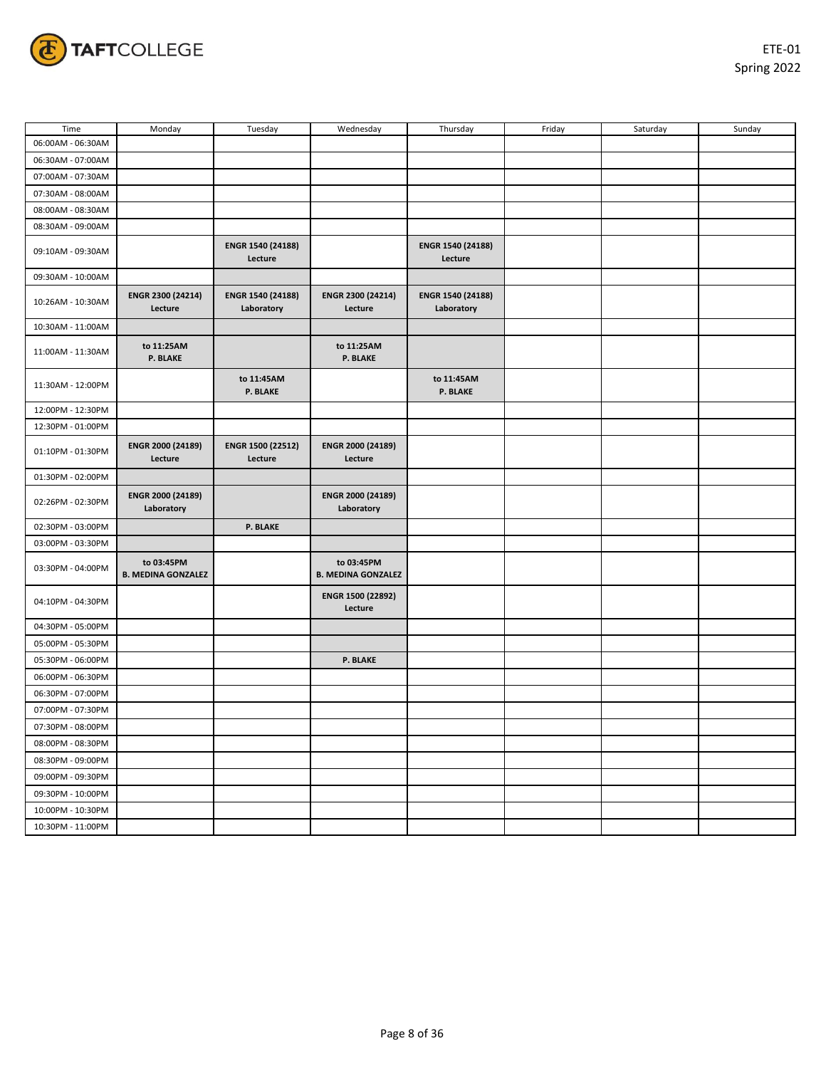ETE-01
Spring 2022

| Time | Monday | Tuesday | Wednesday | Thursday | Friday | Saturday | Sunday |
|---|---|---|---|---|---|---|---|
| 06:00AM - 06:30AM | | | | | | | |
| 06:30AM - 07:00AM | | | | | | | |
| 07:00AM - 07:30AM | | | | | | | |
| 07:30AM - 08:00AM | | | | | | | |
| 08:00AM - 08:30AM | | | | | | | |
| 08:30AM - 09:00AM | | | | | | | |
| 09:10AM - 09:30AM | | **ENGR 1540 (24188) Lecture** | | **ENGR 1540 (24188) Lecture** | | | |
| 09:30AM - 10:00AM | | | | | | | |
| 10:26AM - 10:30AM | **ENGR 2300 (24214) Lecture** | **ENGR 1540 (24188) Laboratory** | **ENGR 2300 (24214) Lecture** | **ENGR 1540 (24188) Laboratory** | | | |
| 10:30AM - 11:00AM | | | | | | | |
| 11:00AM - 11:30AM | **to 11:25AM P. BLAKE** | | **to 11:25AM P. BLAKE** | | | | |
| 11:30AM - 12:00PM | | **to 11:45AM P. BLAKE** | | **to 11:45AM P. BLAKE** | | | |
| 12:00PM - 12:30PM | | | | | | | |
| 12:30PM - 01:00PM | | | | | | | |
| 01:10PM - 01:30PM | **ENGR 2000 (24189) Lecture** | **ENGR 1500 (22512) Lecture** | **ENGR 2000 (24189) Lecture** | | | | |
| 01:30PM - 02:00PM | | | | | | | |
| 02:26PM - 02:30PM | **ENGR 2000 (24189) Laboratory** | | **ENGR 2000 (24189) Laboratory** | | | | |
| 02:30PM - 03:00PM | | **P. BLAKE** | | | | | |
| 03:00PM - 03:30PM | | | | | | | |
| 03:30PM - 04:00PM | **to 03:45PM B. MEDINA GONZALEZ** | | **to 03:45PM B. MEDINA GONZALEZ** | | | | |
| 04:10PM - 04:30PM | | | **ENGR 1500 (22892) Lecture** | | | | |
| 04:30PM - 05:00PM | | | | | | | |
| 05:00PM - 05:30PM | | | | | | | |
| 05:30PM - 06:00PM | | | **P. BLAKE** | | | | |
| 06:00PM - 06:30PM | | | | | | | |
| 06:30PM - 07:00PM | | | | | | | |
| 07:00PM - 07:30PM | | | | | | | |
| 07:30PM - 08:00PM | | | | | | | |
| 08:00PM - 08:30PM | | | | | | | |
| 08:30PM - 09:00PM | | | | | | | |
| 09:00PM - 09:30PM | | | | | | | |
| 09:30PM - 10:00PM | | | | | | | |
| 10:00PM - 10:30PM | | | | | | | |
| 10:30PM - 11:00PM | | | | | | | |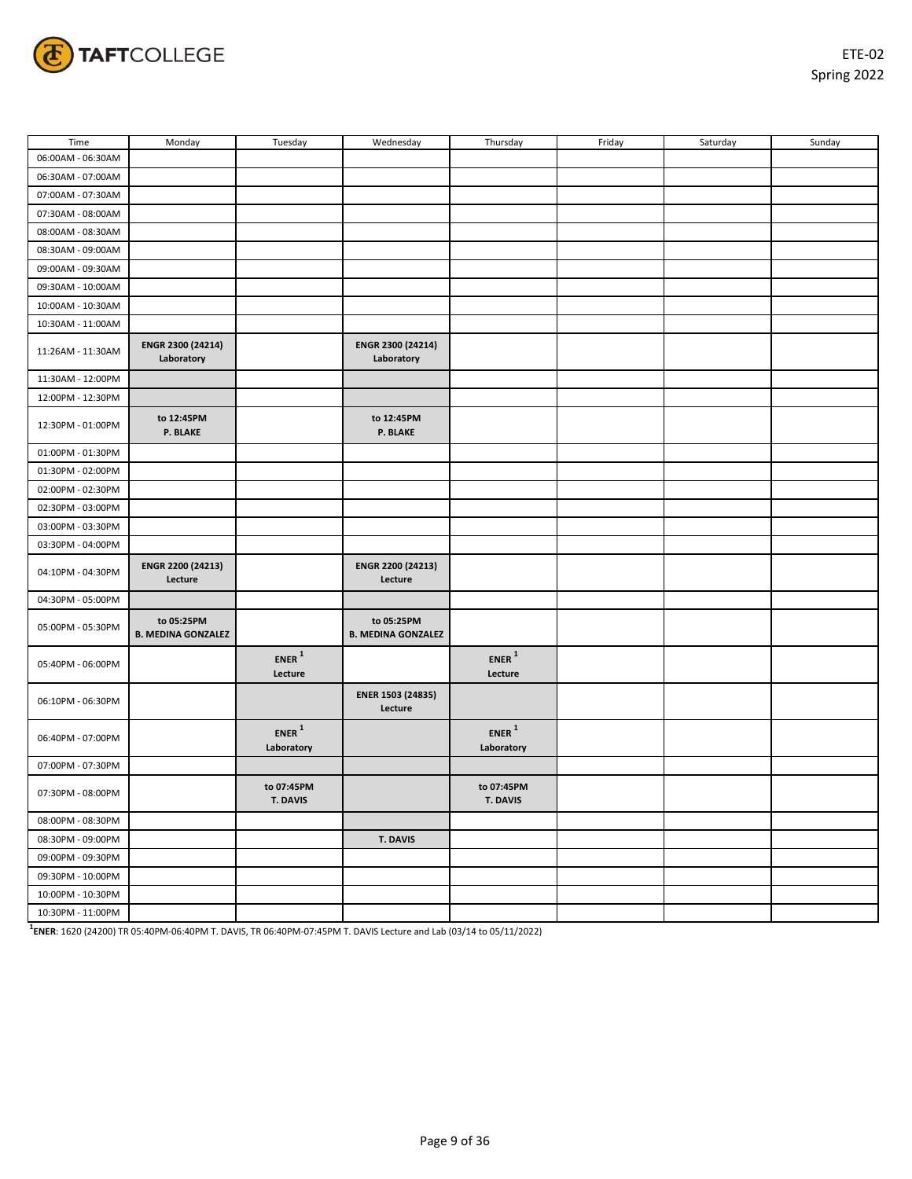ETE-02
Spring 2022

| Time | Monday | Tuesday | Wednesday | Thursday | Friday | Saturday | Sunday |
|---|---|---|---|---|---|---|---|
| 06:00AM - 06:30AM | | | | | | | |
| 06:30AM - 07:00AM | | | | | | | |
| 07:00AM - 07:30AM | | | | | | | |
| 07:30AM - 08:00AM | | | | | | | |
| 08:00AM - 08:30AM | | | | | | | |
| 08:30AM - 09:00AM | | | | | | | |
| 09:00AM - 09:30AM | | | | | | | |
| 09:30AM - 10:00AM | | | | | | | |
| 10:00AM - 10:30AM | | | | | | | |
| 10:30AM - 11:00AM | | | | | | | |
| 11:26AM - 11:30AM | **ENGR 2300 (24214) Laboratory** | | **ENGR 2300 (24214) Laboratory** | | | | |
| 11:30AM - 12:00PM | | | | | | | |
| 12:00PM - 12:30PM | | | | | | | |
| 12:30PM - 01:00PM | **to 12:45PM P. BLAKE** | | **to 12:45PM P. BLAKE** | | | | |
| 01:00PM - 01:30PM | | | | | | | |
| 01:30PM - 02:00PM | | | | | | | |
| 02:00PM - 02:30PM | | | | | | | |
| 02:30PM - 03:00PM | | | | | | | |
| 03:00PM - 03:30PM | | | | | | | |
| 03:30PM - 04:00PM | | | | | | | |
| 04:10PM - 04:30PM | **ENGR 2200 (24213) Lecture** | | **ENGR 2200 (24213) Lecture** | | | | |
| 04:30PM - 05:00PM | | | | | | | |
| 05:00PM - 05:30PM | **to 05:25PM B. MEDINA GONZALEZ** | | **to 05:25PM B. MEDINA GONZALEZ** | | | | |
| 05:40PM - 06:00PM | | **ENER [1] Lecture** | | **ENER [1] Lecture** | | | |
| 06:10PM - 06:30PM | | | **ENER 1503 (24835) Lecture** | | | | |
| 06:40PM - 07:00PM | | **ENER [1] Laboratory** | | **ENER [1] Laboratory** | | | |
| 07:00PM - 07:30PM | | | | | | | |
| 07:30PM - 08:00PM | | **to 07:45PM T. DAVIS** | | **to 07:45PM T. DAVIS** | | | |
| 08:00PM - 08:30PM | | | | | | | |
| 08:30PM - 09:00PM | | | **T. DAVIS** | | | | |
| 09:00PM - 09:30PM | | | | | | | |
| 09:30PM - 10:00PM | | | | | | | |
| 10:00PM - 10:30PM | | | | | | | |
| 10:30PM - 11:00PM | | | | | | | |

[1]**ENER**: 1620 (24200) TR 05:40PM-06:40PM T. DAVIS, TR 06:40PM-07:45PM T. DAVIS Lecture and Lab (03/14 to 05/11/2022)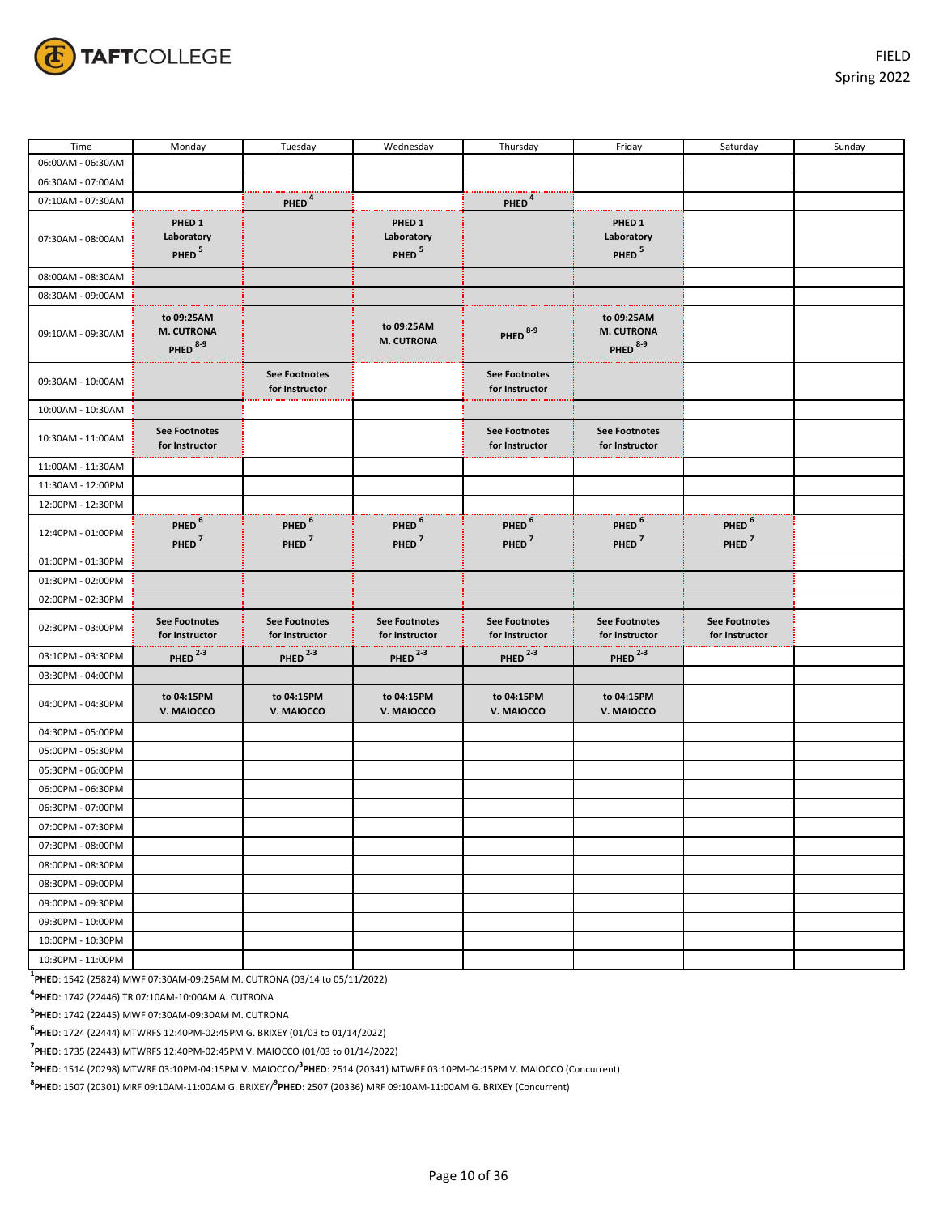TAFTCOLLEGE

FIELD
Spring 2022

| Time | Monday | Tuesday | Wednesday | Thursday | Friday | Saturday | Sunday |
|---|---|---|---|---|---|---|---|
| 06:00AM - 06:30AM | | | | | | | |
| 06:30AM - 07:00AM | | | | | | | |
| 07:10AM - 07:30AM | | PHED [4] | | PHED [4] | | | |
| 07:30AM - 08:00AM | PHED 1 Laboratory PHED [5] | | PHED 1 Laboratory PHED [5] | | PHED 1 Laboratory PHED [5] | | |
| 08:00AM - 08:30AM | | | | | | | |
| 08:30AM - 09:00AM | | | | | | | |
| 09:10AM - 09:30AM | to 09:25AM M. CUTRONA PHED [8-9] | | to 09:25AM M. CUTRONA | PHED [8-9] | to 09:25AM M. CUTRONA PHED [8-9] | | |
| 09:30AM - 10:00AM | | See Footnotes for Instructor | | See Footnotes for Instructor | | | |
| 10:00AM - 10:30AM | | | | | | | |
| 10:30AM - 11:00AM | See Footnotes for Instructor | | | See Footnotes for Instructor | See Footnotes for Instructor | | |
| 11:00AM - 11:30AM | | | | | | | |
| 11:30AM - 12:00PM | | | | | | | |
| 12:00PM - 12:30PM | | | | | | | |
| 12:40PM - 01:00PM | PHED [6] PHED [7] | PHED [6] PHED [7] | PHED [6] PHED [7] | PHED [6] PHED [7] | PHED [6] PHED [7] | PHED [6] PHED [7] | |
| 01:00PM - 01:30PM | | | | | | | |
| 01:30PM - 02:00PM | | | | | | | |
| 02:00PM - 02:30PM | | | | | | | |
| 02:30PM - 03:00PM | See Footnotes for Instructor | See Footnotes for Instructor | See Footnotes for Instructor | See Footnotes for Instructor | See Footnotes for Instructor | See Footnotes for Instructor | |
| 03:10PM - 03:30PM | PHED [2-3] | PHED [2-3] | PHED [2-3] | PHED [2-3] | PHED [2-3] | | |
| 03:30PM - 04:00PM | | | | | | | |
| 04:00PM - 04:30PM | to 04:15PM V. MAIOCCO | to 04:15PM V. MAIOCCO | to 04:15PM V. MAIOCCO | to 04:15PM V. MAIOCCO | to 04:15PM V. MAIOCCO | | |
| 04:30PM - 05:00PM | | | | | | | |
| 05:00PM - 05:30PM | | | | | | | |
| 05:30PM - 06:00PM | | | | | | | |
| 06:00PM - 06:30PM | | | | | | | |
| 06:30PM - 07:00PM | | | | | | | |
| 07:00PM - 07:30PM | | | | | | | |
| 07:30PM - 08:00PM | | | | | | | |
| 08:00PM - 08:30PM | | | | | | | |
| 08:30PM - 09:00PM | | | | | | | |
| 09:00PM - 09:30PM | | | | | | | |
| 09:30PM - 10:00PM | | | | | | | |
| 10:00PM - 10:30PM | | | | | | | |
| 10:30PM - 11:00PM | | | | | | | |

[1] **PHED**: 1542 (25824) MWF 07:30AM-09:25AM M. CUTRONA (03/14 to 05/11/2022)

[4] **PHED**: 1742 (22446) TR 07:10AM-10:00AM A. CUTRONA

[5] **PHED**: 1742 (22445) MWF 07:30AM-09:30AM M. CUTRONA

[6] **PHED**: 1724 (22444) MTWRFS 12:40PM-02:45PM G. BRIXEY (01/03 to 01/14/2022)

[7] **PHED**: 1735 (22443) MTWRFS 12:40PM-02:45PM V. MAIOCCO (01/03 to 01/14/2022)

[2] **PHED**: 1514 (20298) MTWRF 03:10PM-04:15PM V. MAIOCCO/[3] **PHED**: 2514 (20341) MTWRF 03:10PM-04:15PM V. MAIOCCO (Concurrent)

[8] **PHED**: 1507 (20301) MRF 09:10AM-11:00AM G. BRIXEY/[9] **PHED**: 2507 (20336) MRF 09:10AM-11:00AM G. BRIXEY (Concurrent)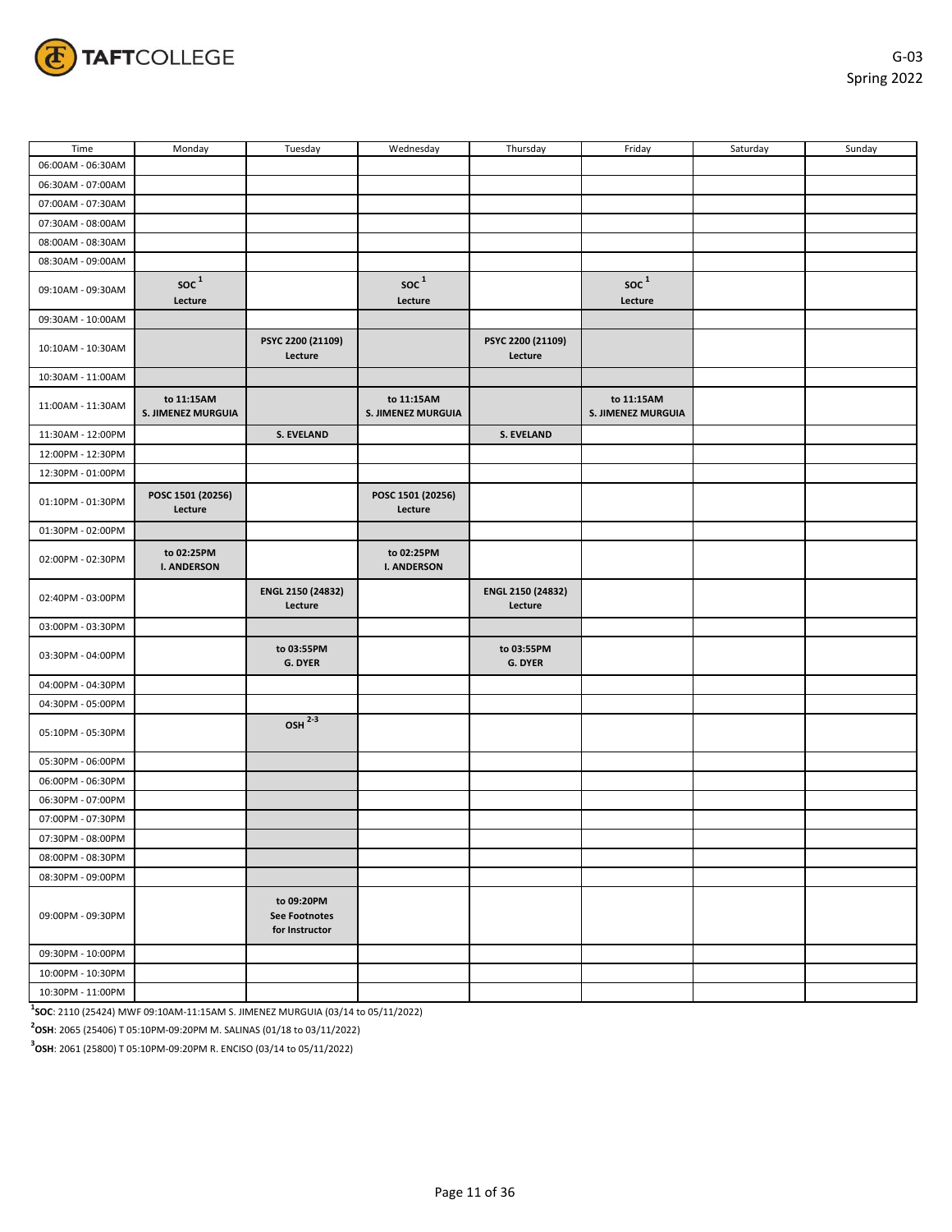G-03
Spring 2022

| Time | Monday | Tuesday | Wednesday | Thursday | Friday | Saturday | Sunday |
|---|---|---|---|---|---|---|---|
| 06:00AM - 06:30AM | | | | | | | |
| 06:30AM - 07:00AM | | | | | | | |
| 07:00AM - 07:30AM | | | | | | | |
| 07:30AM - 08:00AM | | | | | | | |
| 08:00AM - 08:30AM | | | | | | | |
| 08:30AM - 09:00AM | | | | | | | |
| 09:10AM - 09:30AM | **SOC [1]** **Lecture** | | **SOC [1]** **Lecture** | | **SOC [1]** **Lecture** | | |
| 09:30AM - 10:00AM | | | | | | | |
| 10:10AM - 10:30AM | | **PSYC 2200 (21109)** **Lecture** | | **PSYC 2200 (21109)** **Lecture** | | | |
| 10:30AM - 11:00AM | | | | | | | |
| 11:00AM - 11:30AM | **to 11:15AM** **S. JIMENEZ MURGUIA** | | **to 11:15AM** **S. JIMENEZ MURGUIA** | | **to 11:15AM** **S. JIMENEZ MURGUIA** | | |
| 11:30AM - 12:00PM | | **S. EVELAND** | | **S. EVELAND** | | | |
| 12:00PM - 12:30PM | | | | | | | |
| 12:30PM - 01:00PM | | | | | | | |
| 01:10PM - 01:30PM | **POSC 1501 (20256)** **Lecture** | | **POSC 1501 (20256)** **Lecture** | | | | |
| 01:30PM - 02:00PM | | | | | | | |
| 02:00PM - 02:30PM | **to 02:25PM** **I. ANDERSON** | | **to 02:25PM** **I. ANDERSON** | | | | |
| 02:40PM - 03:00PM | | **ENGL 2150 (24832)** **Lecture** | | **ENGL 2150 (24832)** **Lecture** | | | |
| 03:00PM - 03:30PM | | | | | | | |
| 03:30PM - 04:00PM | | **to 03:55PM** **G. DYER** | | **to 03:55PM** **G. DYER** | | | |
| 04:00PM - 04:30PM | | | | | | | |
| 04:30PM - 05:00PM | | | | | | | |
| 05:10PM - 05:30PM | | **OSH [2-3]** | | | | | |
| 05:30PM - 06:00PM | | | | | | | |
| 06:00PM - 06:30PM | | | | | | | |
| 06:30PM - 07:00PM | | | | | | | |
| 07:00PM - 07:30PM | | | | | | | |
| 07:30PM - 08:00PM | | | | | | | |
| 08:00PM - 08:30PM | | | | | | | |
| 08:30PM - 09:00PM | | | | | | | |
| 09:00PM - 09:30PM | | **to 09:20PM** **See Footnotes for Instructor** | | | | | |
| 09:30PM - 10:00PM | | | | | | | |
| 10:00PM - 10:30PM | | | | | | | |
| 10:30PM - 11:00PM | | | | | | | |

[1] **SOC**: 2110 (25424) MWF 09:10AM-11:15AM S. JIMENEZ MURGUIA (03/14 to 05/11/2022)

[2] **OSH**: 2065 (25406) T 05:10PM-09:20PM M. SALINAS (01/18 to 03/11/2022)

[3] **OSH**: 2061 (25800) T 05:10PM-09:20PM R. ENCISO (03/14 to 05/11/2022)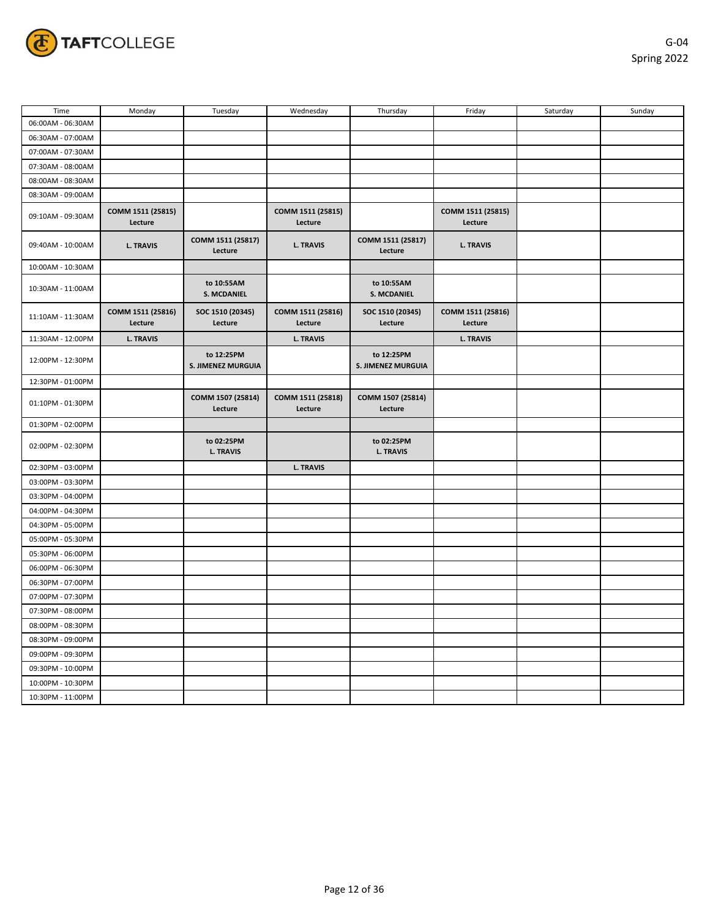G-04
Spring 2022

| Time | Monday | Tuesday | Wednesday | Thursday | Friday | Saturday | Sunday |
|---|---|---|---|---|---|---|---|
| 06:00AM - 06:30AM | | | | | | | |
| 06:30AM - 07:00AM | | | | | | | |
| 07:00AM - 07:30AM | | | | | | | |
| 07:30AM - 08:00AM | | | | | | | |
| 08:00AM - 08:30AM | | | | | | | |
| 08:30AM - 09:00AM | | | | | | | |
| 09:10AM - 09:30AM | **COMM 1511 (25815) Lecture** | | **COMM 1511 (25815) Lecture** | | **COMM 1511 (25815) Lecture** | | |
| 09:40AM - 10:00AM | **L. TRAVIS** | **COMM 1511 (25817) Lecture** | **L. TRAVIS** | **COMM 1511 (25817) Lecture** | **L. TRAVIS** | | |
| 10:00AM - 10:30AM | | | | | | | |
| 10:30AM - 11:00AM | | **to 10:55AM S. MCDANIEL** | | **to 10:55AM S. MCDANIEL** | | | |
| 11:10AM - 11:30AM | **COMM 1511 (25816) Lecture** | **SOC 1510 (20345) Lecture** | **COMM 1511 (25816) Lecture** | **SOC 1510 (20345) Lecture** | **COMM 1511 (25816) Lecture** | | |
| 11:30AM - 12:00PM | **L. TRAVIS** | | **L. TRAVIS** | | **L. TRAVIS** | | |
| 12:00PM - 12:30PM | | **to 12:25PM S. JIMENEZ MURGUIA** | | **to 12:25PM S. JIMENEZ MURGUIA** | | | |
| 12:30PM - 01:00PM | | | | | | | |
| 01:10PM - 01:30PM | | **COMM 1507 (25814) Lecture** | **COMM 1511 (25818) Lecture** | **COMM 1507 (25814) Lecture** | | | |
| 01:30PM - 02:00PM | | | | | | | |
| 02:00PM - 02:30PM | | **to 02:25PM L. TRAVIS** | | **to 02:25PM L. TRAVIS** | | | |
| 02:30PM - 03:00PM | | | **L. TRAVIS** | | | | |
| 03:00PM - 03:30PM | | | | | | | |
| 03:30PM - 04:00PM | | | | | | | |
| 04:00PM - 04:30PM | | | | | | | |
| 04:30PM - 05:00PM | | | | | | | |
| 05:00PM - 05:30PM | | | | | | | |
| 05:30PM - 06:00PM | | | | | | | |
| 06:00PM - 06:30PM | | | | | | | |
| 06:30PM - 07:00PM | | | | | | | |
| 07:00PM - 07:30PM | | | | | | | |
| 07:30PM - 08:00PM | | | | | | | |
| 08:00PM - 08:30PM | | | | | | | |
| 08:30PM - 09:00PM | | | | | | | |
| 09:00PM - 09:30PM | | | | | | | |
| 09:30PM - 10:00PM | | | | | | | |
| 10:00PM - 10:30PM | | | | | | | |
| 10:30PM - 11:00PM | | | | | | | |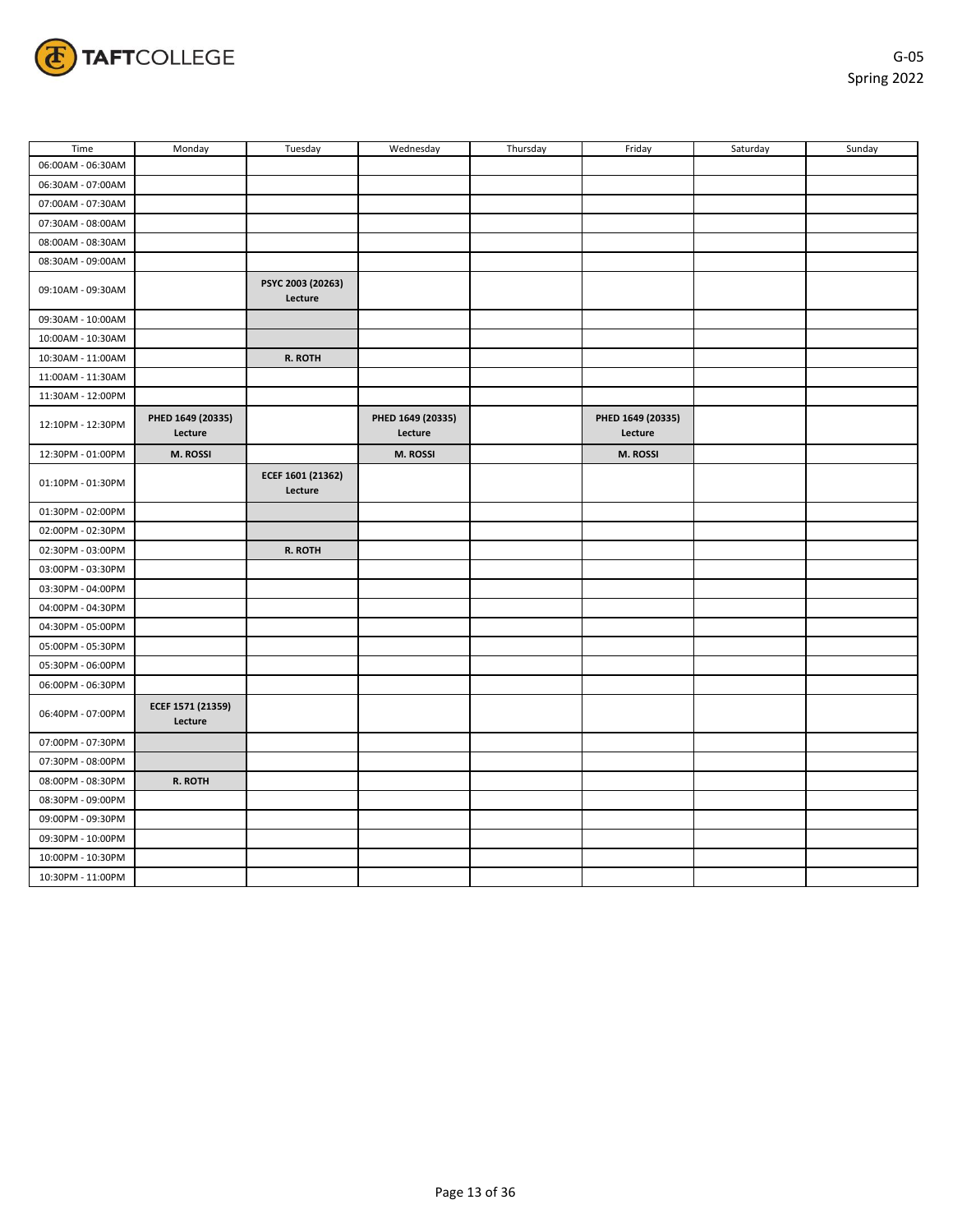G-05
Spring 2022

| Time | Monday | Tuesday | Wednesday | Thursday | Friday | Saturday | Sunday |
| --- | --- | --- | --- | --- | --- | --- | --- |
| 06:00AM - 06:30AM | | | | | | | |
| 06:30AM - 07:00AM | | | | | | | |
| 07:00AM - 07:30AM | | | | | | | |
| 07:30AM - 08:00AM | | | | | | | |
| 08:00AM - 08:30AM | | | | | | | |
| 08:30AM - 09:00AM | | | | | | | |
| 09:10AM - 09:30AM | | **PSYC 2003 (20263) Lecture** | | | | | |
| 09:30AM - 10:00AM | | | | | | | |
| 10:00AM - 10:30AM | | | | | | | |
| 10:30AM - 11:00AM | | **R. ROTH** | | | | | |
| 11:00AM - 11:30AM | | | | | | | |
| 11:30AM - 12:00PM | | | | | | | |
| 12:10PM - 12:30PM | **PHED 1649 (20335) Lecture** | | **PHED 1649 (20335) Lecture** | | **PHED 1649 (20335) Lecture** | | |
| 12:30PM - 01:00PM | **M. ROSSI** | | **M. ROSSI** | | **M. ROSSI** | | |
| 01:10PM - 01:30PM | | **ECEF 1601 (21362) Lecture** | | | | | |
| 01:30PM - 02:00PM | | | | | | | |
| 02:00PM - 02:30PM | | | | | | | |
| 02:30PM - 03:00PM | | **R. ROTH** | | | | | |
| 03:00PM - 03:30PM | | | | | | | |
| 03:30PM - 04:00PM | | | | | | | |
| 04:00PM - 04:30PM | | | | | | | |
| 04:30PM - 05:00PM | | | | | | | |
| 05:00PM - 05:30PM | | | | | | | |
| 05:30PM - 06:00PM | | | | | | | |
| 06:00PM - 06:30PM | | | | | | | |
| 06:40PM - 07:00PM | **ECEF 1571 (21359) Lecture** | | | | | | |
| 07:00PM - 07:30PM | | | | | | | |
| 07:30PM - 08:00PM | | | | | | | |
| 08:00PM - 08:30PM | **R. ROTH** | | | | | | |
| 08:30PM - 09:00PM | | | | | | | |
| 09:00PM - 09:30PM | | | | | | | |
| 09:30PM - 10:00PM | | | | | | | |
| 10:00PM - 10:30PM | | | | | | | |
| 10:30PM - 11:00PM | | | | | | | |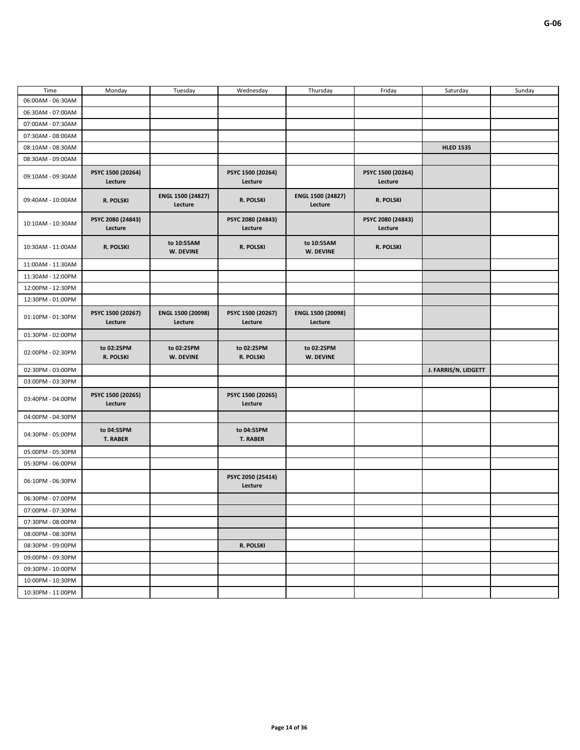**G-06**

| Time | Monday | Tuesday | Wednesday | Thursday | Friday | Saturday | Sunday |
|---|---|---|---|---|---|---|---|
| 06:00AM - 06:30AM | | | | | | | |
| 06:30AM - 07:00AM | | | | | | | |
| 07:00AM - 07:30AM | | | | | | | |
| 07:30AM - 08:00AM | | | | | | | |
| 08:10AM - 08:30AM | | | | | | **HLED 1535** | |
| 08:30AM - 09:00AM | | | | | | | |
| 09:10AM - 09:30AM | **PSYC 1500 (20264) Lecture** | | **PSYC 1500 (20264) Lecture** | | **PSYC 1500 (20264) Lecture** | | |
| 09:40AM - 10:00AM | **R. POLSKI** | **ENGL 1500 (24827) Lecture** | **R. POLSKI** | **ENGL 1500 (24827) Lecture** | **R. POLSKI** | | |
| 10:10AM - 10:30AM | **PSYC 2080 (24843) Lecture** | | **PSYC 2080 (24843) Lecture** | | **PSYC 2080 (24843) Lecture** | | |
| 10:30AM - 11:00AM | **R. POLSKI** | **to 10:55AM W. DEVINE** | **R. POLSKI** | **to 10:55AM W. DEVINE** | **R. POLSKI** | | |
| 11:00AM - 11:30AM | | | | | | | |
| 11:30AM - 12:00PM | | | | | | | |
| 12:00PM - 12:30PM | | | | | | | |
| 12:30PM - 01:00PM | | | | | | | |
| 01:10PM - 01:30PM | **PSYC 1500 (20267) Lecture** | **ENGL 1500 (20098) Lecture** | **PSYC 1500 (20267) Lecture** | **ENGL 1500 (20098) Lecture** | | | |
| 01:30PM - 02:00PM | | | | | | | |
| 02:00PM - 02:30PM | **to 02:25PM R. POLSKI** | **to 02:25PM W. DEVINE** | **to 02:25PM R. POLSKI** | **to 02:25PM W. DEVINE** | | | |
| 02:30PM - 03:00PM | | | | | | **J. FARRIS/N. LIDGETT** | |
| 03:00PM - 03:30PM | | | | | | | |
| 03:40PM - 04:00PM | **PSYC 1500 (20265) Lecture** | | **PSYC 1500 (20265) Lecture** | | | | |
| 04:00PM - 04:30PM | | | | | | | |
| 04:30PM - 05:00PM | **to 04:55PM T. RABER** | | **to 04:55PM T. RABER** | | | | |
| 05:00PM - 05:30PM | | | | | | | |
| 05:30PM - 06:00PM | | | | | | | |
| 06:10PM - 06:30PM | | | **PSYC 2050 (25414) Lecture** | | | | |
| 06:30PM - 07:00PM | | | | | | | |
| 07:00PM - 07:30PM | | | | | | | |
| 07:30PM - 08:00PM | | | | | | | |
| 08:00PM - 08:30PM | | | | | | | |
| 08:30PM - 09:00PM | | | **R. POLSKI** | | | | |
| 09:00PM - 09:30PM | | | | | | | |
| 09:30PM - 10:00PM | | | | | | | |
| 10:00PM - 10:30PM | | | | | | | |
| 10:30PM - 11:00PM | | | | | | | |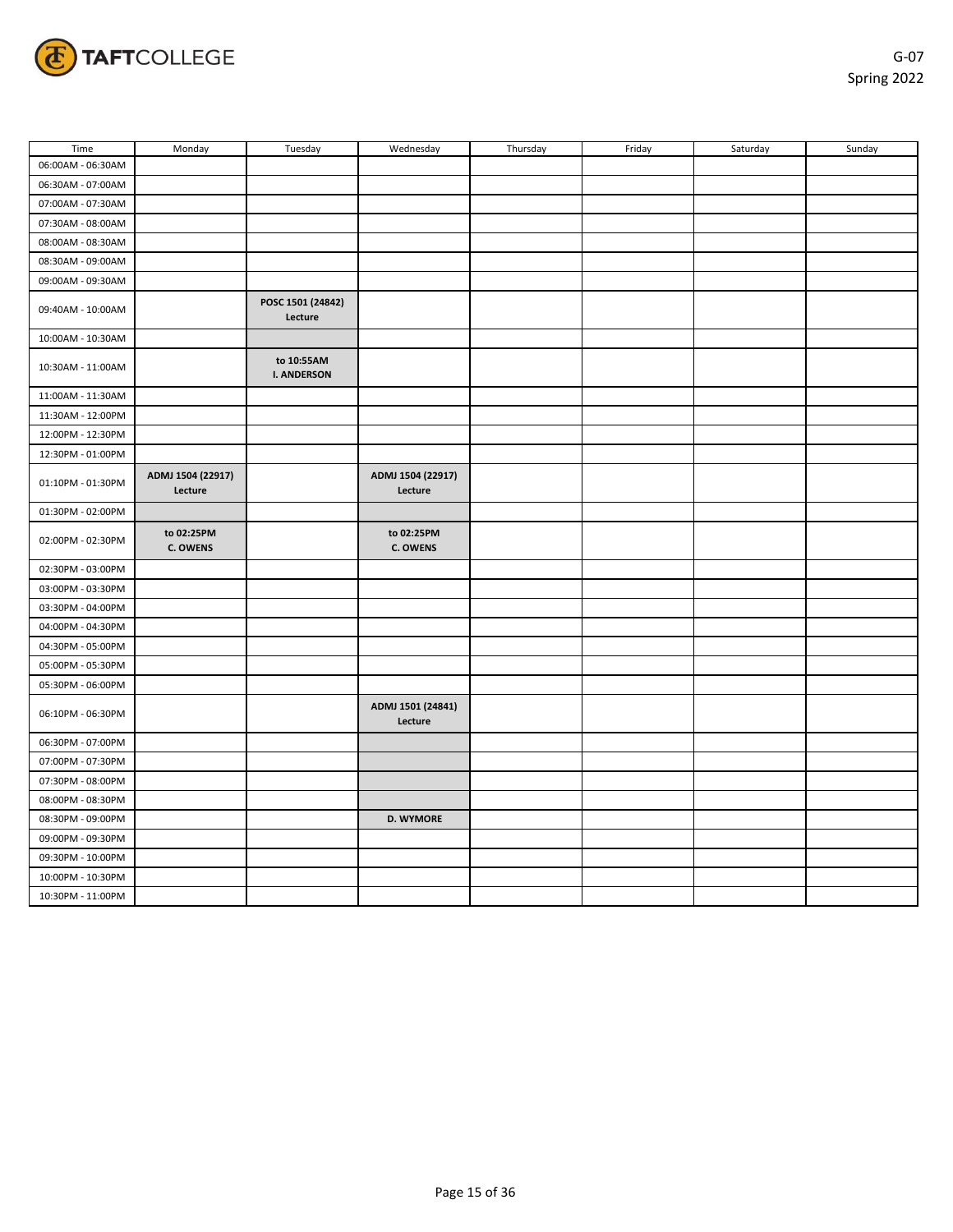G-07
Spring 2022

| Time | Monday | Tuesday | Wednesday | Thursday | Friday | Saturday | Sunday |
|---|---|---|---|---|---|---|---|
| 06:00AM - 06:30AM | | | | | | | |
| 06:30AM - 07:00AM | | | | | | | |
| 07:00AM - 07:30AM | | | | | | | |
| 07:30AM - 08:00AM | | | | | | | |
| 08:00AM - 08:30AM | | | | | | | |
| 08:30AM - 09:00AM | | | | | | | |
| 09:00AM - 09:30AM | | | | | | | |
| 09:40AM - 10:00AM | | **POSC 1501 (24842) Lecture** | | | | | |
| 10:00AM - 10:30AM | | | | | | | |
| 10:30AM - 11:00AM | | **to 10:55AM I. ANDERSON** | | | | | |
| 11:00AM - 11:30AM | | | | | | | |
| 11:30AM - 12:00PM | | | | | | | |
| 12:00PM - 12:30PM | | | | | | | |
| 12:30PM - 01:00PM | | | | | | | |
| 01:10PM - 01:30PM | **ADMJ 1504 (22917) Lecture** | | **ADMJ 1504 (22917) Lecture** | | | | |
| 01:30PM - 02:00PM | | | | | | | |
| 02:00PM - 02:30PM | **to 02:25PM C. OWENS** | | **to 02:25PM C. OWENS** | | | | |
| 02:30PM - 03:00PM | | | | | | | |
| 03:00PM - 03:30PM | | | | | | | |
| 03:30PM - 04:00PM | | | | | | | |
| 04:00PM - 04:30PM | | | | | | | |
| 04:30PM - 05:00PM | | | | | | | |
| 05:00PM - 05:30PM | | | | | | | |
| 05:30PM - 06:00PM | | | | | | | |
| 06:10PM - 06:30PM | | | **ADMJ 1501 (24841) Lecture** | | | | |
| 06:30PM - 07:00PM | | | | | | | |
| 07:00PM - 07:30PM | | | | | | | |
| 07:30PM - 08:00PM | | | | | | | |
| 08:00PM - 08:30PM | | | | | | | |
| 08:30PM - 09:00PM | | | **D. WYMORE** | | | | |
| 09:00PM - 09:30PM | | | | | | | |
| 09:30PM - 10:00PM | | | | | | | |
| 10:00PM - 10:30PM | | | | | | | |
| 10:30PM - 11:00PM | | | | | | | |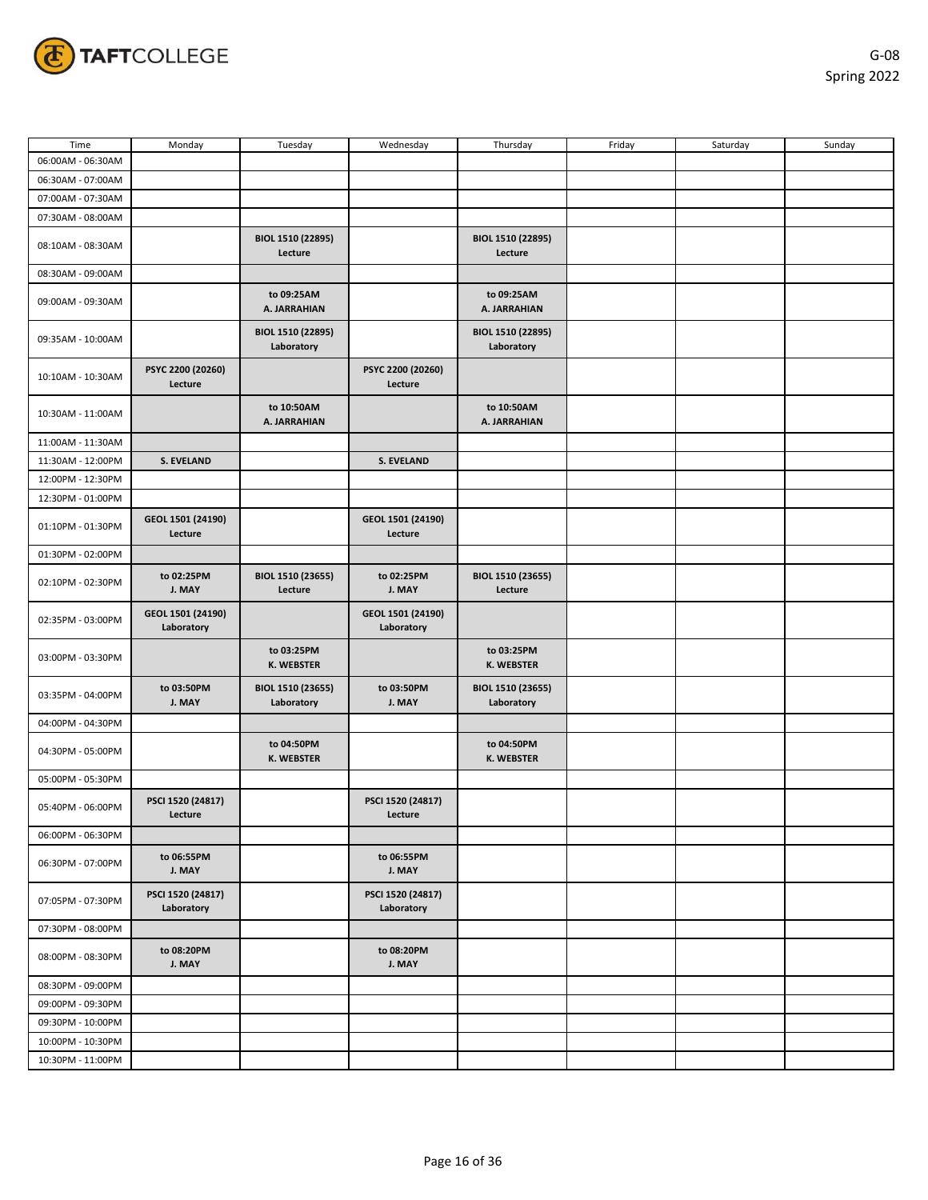G-08
Spring 2022

| Time | Monday | Tuesday | Wednesday | Thursday | Friday | Saturday | Sunday |
|---|---|---|---|---|---|---|---|
| 06:00AM - 06:30AM | | | | | | | |
| 06:30AM - 07:00AM | | | | | | | |
| 07:00AM - 07:30AM | | | | | | | |
| 07:30AM - 08:00AM | | | | | | | |
| 08:10AM - 08:30AM | | **BIOL 1510 (22895) Lecture** | | **BIOL 1510 (22895) Lecture** | | | |
| 08:30AM - 09:00AM | | | | | | | |
| 09:00AM - 09:30AM | | **to 09:25AM A. JARRAHIAN** | | **to 09:25AM A. JARRAHIAN** | | | |
| 09:35AM - 10:00AM | | **BIOL 1510 (22895) Laboratory** | | **BIOL 1510 (22895) Laboratory** | | | |
| 10:10AM - 10:30AM | **PSYC 2200 (20260) Lecture** | | **PSYC 2200 (20260) Lecture** | | | | |
| 10:30AM - 11:00AM | | **to 10:50AM A. JARRAHIAN** | | **to 10:50AM A. JARRAHIAN** | | | |
| 11:00AM - 11:30AM | | | | | | | |
| 11:30AM - 12:00PM | **S. EVELAND** | | **S. EVELAND** | | | | |
| 12:00PM - 12:30PM | | | | | | | |
| 12:30PM - 01:00PM | | | | | | | |
| 01:10PM - 01:30PM | **GEOL 1501 (24190) Lecture** | | **GEOL 1501 (24190) Lecture** | | | | |
| 01:30PM - 02:00PM | | | | | | | |
| 02:10PM - 02:30PM | **to 02:25PM J. MAY** | **BIOL 1510 (23655) Lecture** | **to 02:25PM J. MAY** | **BIOL 1510 (23655) Lecture** | | | |
| 02:35PM - 03:00PM | **GEOL 1501 (24190) Laboratory** | | **GEOL 1501 (24190) Laboratory** | | | | |
| 03:00PM - 03:30PM | | **to 03:25PM K. WEBSTER** | | **to 03:25PM K. WEBSTER** | | | |
| 03:35PM - 04:00PM | **to 03:50PM J. MAY** | **BIOL 1510 (23655) Laboratory** | **to 03:50PM J. MAY** | **BIOL 1510 (23655) Laboratory** | | | |
| 04:00PM - 04:30PM | | | | | | | |
| 04:30PM - 05:00PM | | **to 04:50PM K. WEBSTER** | | **to 04:50PM K. WEBSTER** | | | |
| 05:00PM - 05:30PM | | | | | | | |
| 05:40PM - 06:00PM | **PSCI 1520 (24817) Lecture** | | **PSCI 1520 (24817) Lecture** | | | | |
| 06:00PM - 06:30PM | | | | | | | |
| 06:30PM - 07:00PM | **to 06:55PM J. MAY** | | **to 06:55PM J. MAY** | | | | |
| 07:05PM - 07:30PM | **PSCI 1520 (24817) Laboratory** | | **PSCI 1520 (24817) Laboratory** | | | | |
| 07:30PM - 08:00PM | | | | | | | |
| 08:00PM - 08:30PM | **to 08:20PM J. MAY** | | **to 08:20PM J. MAY** | | | | |
| 08:30PM - 09:00PM | | | | | | | |
| 09:00PM - 09:30PM | | | | | | | |
| 09:30PM - 10:00PM | | | | | | | |
| 10:00PM - 10:30PM | | | | | | | |
| 10:30PM - 11:00PM | | | | | | | |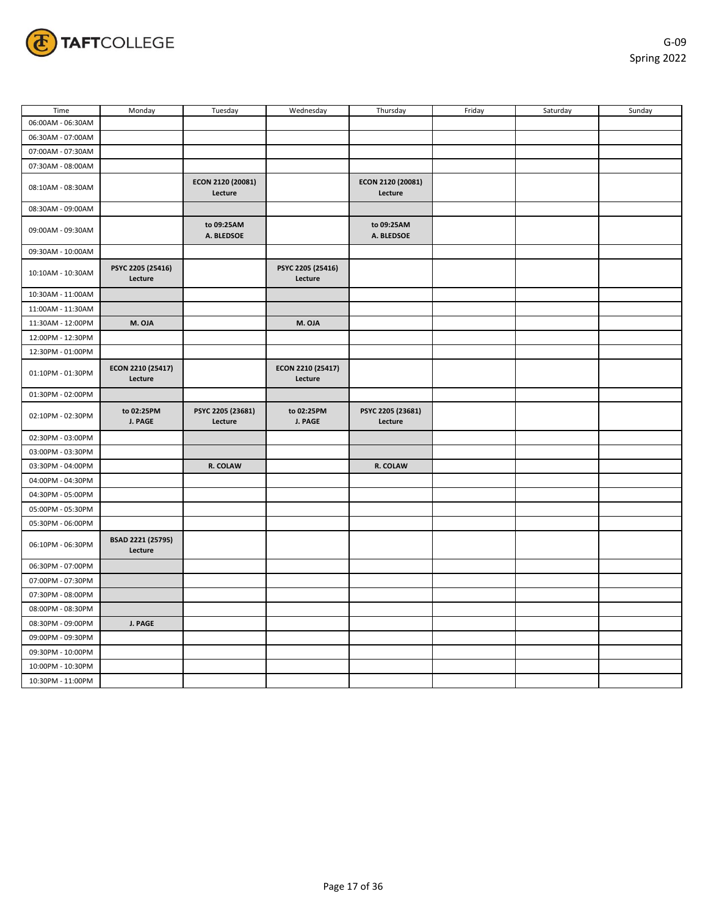G-09
Spring 2022

| Time | Monday | Tuesday | Wednesday | Thursday | Friday | Saturday | Sunday |
|---|---|---|---|---|---|---|---|
| 06:00AM - 06:30AM | | | | | | | |
| 06:30AM - 07:00AM | | | | | | | |
| 07:00AM - 07:30AM | | | | | | | |
| 07:30AM - 08:00AM | | | | | | | |
| 08:10AM - 08:30AM | | **ECON 2120 (20081) Lecture** | | **ECON 2120 (20081) Lecture** | | | |
| 08:30AM - 09:00AM | | | | | | | |
| 09:00AM - 09:30AM | | **to 09:25AM A. BLEDSOE** | | **to 09:25AM A. BLEDSOE** | | | |
| 09:30AM - 10:00AM | | | | | | | |
| 10:10AM - 10:30AM | **PSYC 2205 (25416) Lecture** | | **PSYC 2205 (25416) Lecture** | | | | |
| 10:30AM - 11:00AM | | | | | | | |
| 11:00AM - 11:30AM | | | | | | | |
| 11:30AM - 12:00PM | **M. OJA** | | **M. OJA** | | | | |
| 12:00PM - 12:30PM | | | | | | | |
| 12:30PM - 01:00PM | | | | | | | |
| 01:10PM - 01:30PM | **ECON 2210 (25417) Lecture** | | **ECON 2210 (25417) Lecture** | | | | |
| 01:30PM - 02:00PM | | | | | | | |
| 02:10PM - 02:30PM | **to 02:25PM J. PAGE** | **PSYC 2205 (23681) Lecture** | **to 02:25PM J. PAGE** | **PSYC 2205 (23681) Lecture** | | | |
| 02:30PM - 03:00PM | | | | | | | |
| 03:00PM - 03:30PM | | | | | | | |
| 03:30PM - 04:00PM | | **R. COLAW** | | **R. COLAW** | | | |
| 04:00PM - 04:30PM | | | | | | | |
| 04:30PM - 05:00PM | | | | | | | |
| 05:00PM - 05:30PM | | | | | | | |
| 05:30PM - 06:00PM | | | | | | | |
| 06:10PM - 06:30PM | **BSAD 2221 (25795) Lecture** | | | | | | |
| 06:30PM - 07:00PM | | | | | | | |
| 07:00PM - 07:30PM | | | | | | | |
| 07:30PM - 08:00PM | | | | | | | |
| 08:00PM - 08:30PM | | | | | | | |
| 08:30PM - 09:00PM | **J. PAGE** | | | | | | |
| 09:00PM - 09:30PM | | | | | | | |
| 09:30PM - 10:00PM | | | | | | | |
| 10:00PM - 10:30PM | | | | | | | |
| 10:30PM - 11:00PM | | | | | | | |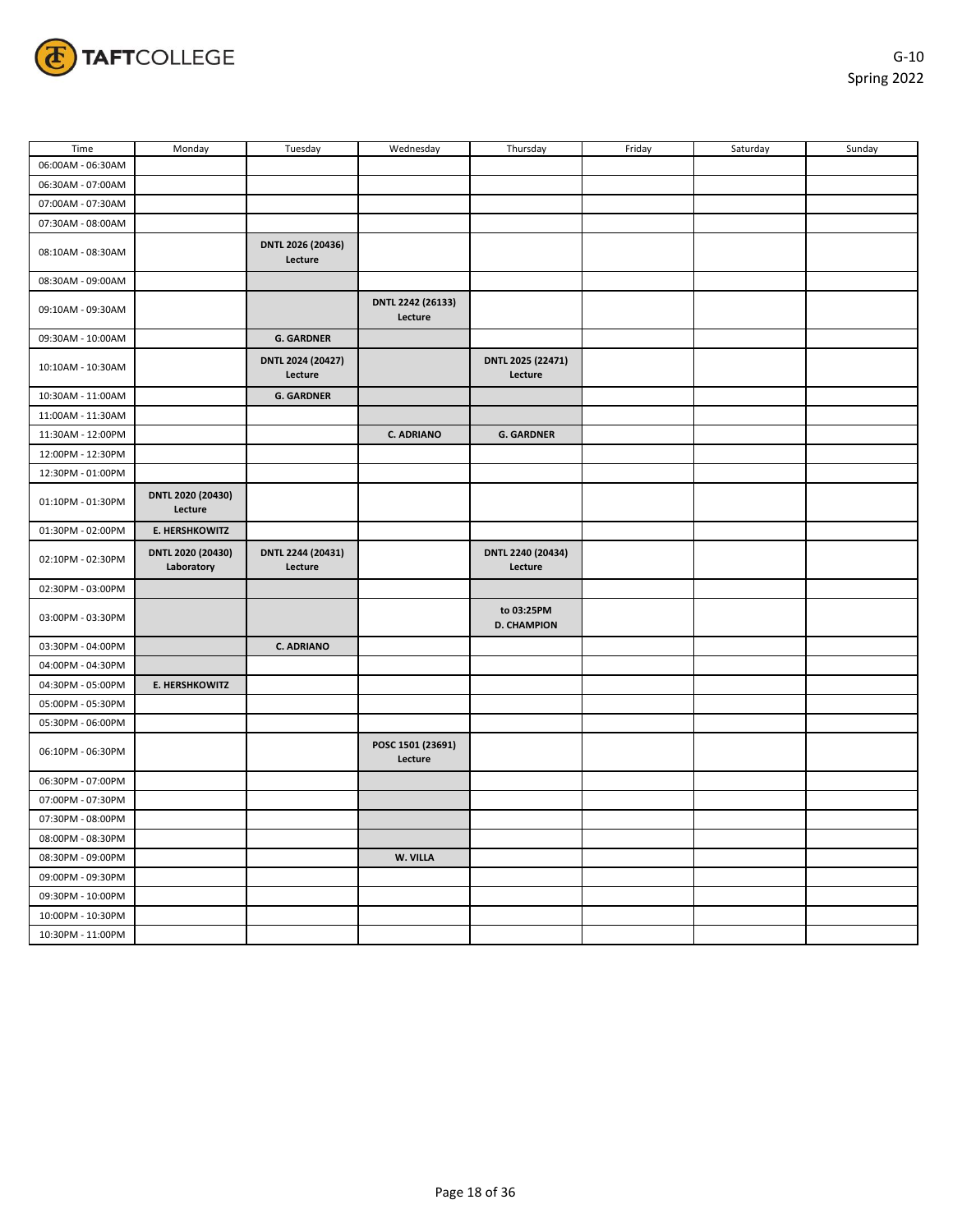G-10
Spring 2022

| Time | Monday | Tuesday | Wednesday | Thursday | Friday | Saturday | Sunday |
|---|---|---|---|---|---|---|---|
| 06:00AM - 06:30AM | | | | | | | |
| 06:30AM - 07:00AM | | | | | | | |
| 07:00AM - 07:30AM | | | | | | | |
| 07:30AM - 08:00AM | | | | | | | |
| 08:10AM - 08:30AM | | **DNTL 2026 (20436) Lecture** | | | | | |
| 08:30AM - 09:00AM | | | | | | | |
| 09:10AM - 09:30AM | | | **DNTL 2242 (26133) Lecture** | | | | |
| 09:30AM - 10:00AM | | **G. GARDNER** | | | | | |
| 10:10AM - 10:30AM | | **DNTL 2024 (20427) Lecture** | | **DNTL 2025 (22471) Lecture** | | | |
| 10:30AM - 11:00AM | | **G. GARDNER** | | | | | |
| 11:00AM - 11:30AM | | | | | | | |
| 11:30AM - 12:00PM | | | **C. ADRIANO** | **G. GARDNER** | | | |
| 12:00PM - 12:30PM | | | | | | | |
| 12:30PM - 01:00PM | | | | | | | |
| 01:10PM - 01:30PM | **DNTL 2020 (20430) Lecture** | | | | | | |
| 01:30PM - 02:00PM | **E. HERSHKOWITZ** | | | | | | |
| 02:10PM - 02:30PM | **DNTL 2020 (20430) Laboratory** | **DNTL 2244 (20431) Lecture** | | **DNTL 2240 (20434) Lecture** | | | |
| 02:30PM - 03:00PM | | | | | | | |
| 03:00PM - 03:30PM | | | | **to 03:25PM D. CHAMPION** | | | |
| 03:30PM - 04:00PM | | **C. ADRIANO** | | | | | |
| 04:00PM - 04:30PM | | | | | | | |
| 04:30PM - 05:00PM | **E. HERSHKOWITZ** | | | | | | |
| 05:00PM - 05:30PM | | | | | | | |
| 05:30PM - 06:00PM | | | | | | | |
| 06:10PM - 06:30PM | | | **POSC 1501 (23691) Lecture** | | | | |
| 06:30PM - 07:00PM | | | | | | | |
| 07:00PM - 07:30PM | | | | | | | |
| 07:30PM - 08:00PM | | | | | | | |
| 08:00PM - 08:30PM | | | | | | | |
| 08:30PM - 09:00PM | | | **W. VILLA** | | | | |
| 09:00PM - 09:30PM | | | | | | | |
| 09:30PM - 10:00PM | | | | | | | |
| 10:00PM - 10:30PM | | | | | | | |
| 10:30PM - 11:00PM | | | | | | | |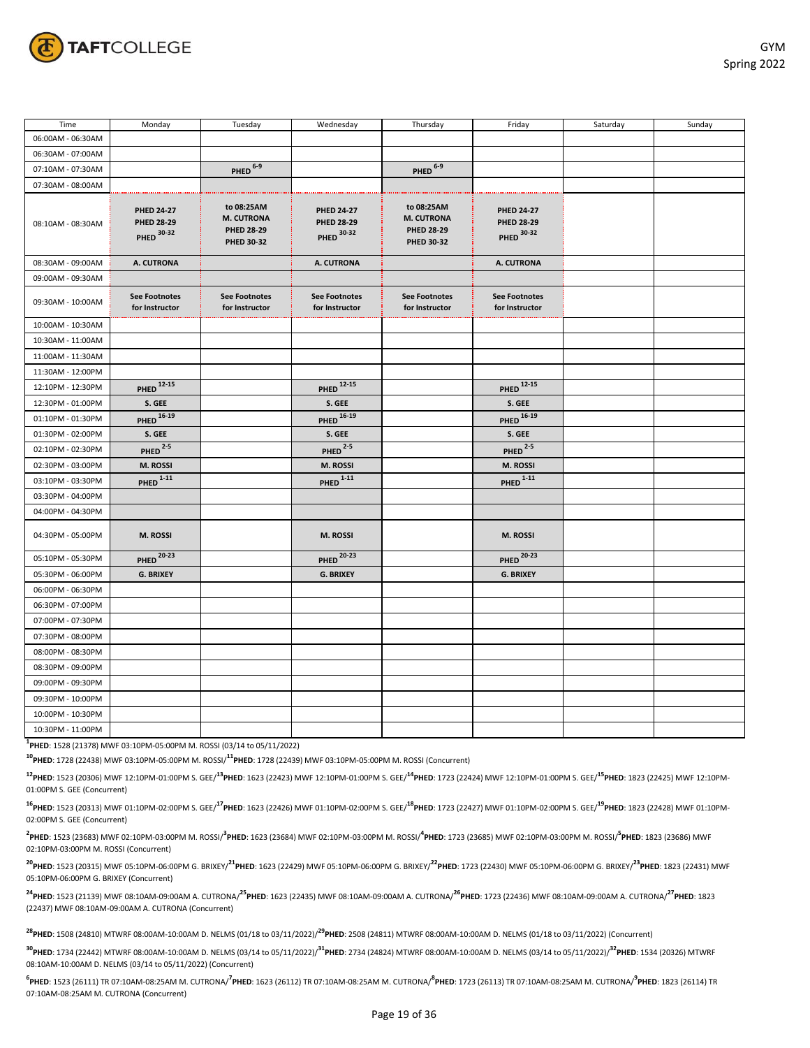GYM
Spring 2022

| Time | Monday | Tuesday | Wednesday | Thursday | Friday | Saturday | Sunday |
|---|---|---|---|---|---|---|---|
| 06:00AM - 06:30AM | | | | | | | |
| 06:30AM - 07:00AM | | | | | | | |
| 07:10AM - 07:30AM | | **PHED** [6-9] | | **PHED** [6-9] | | | |
| 07:30AM - 08:00AM | | | | | | | |
| 08:10AM - 08:30AM | **PHED 24-27 PHED 28-29 PHED** [30-32] | **to 08:25AM M. CUTRONA PHED 28-29 PHED 30-32** | **PHED 24-27 PHED 28-29 PHED** [30-32] | **to 08:25AM M. CUTRONA PHED 28-29 PHED 30-32** | **PHED 24-27 PHED 28-29 PHED** [30-32] | | |
| 08:30AM - 09:00AM | **A. CUTRONA** | | **A. CUTRONA** | | **A. CUTRONA** | | |
| 09:00AM - 09:30AM | | | | | | | |
| 09:30AM - 10:00AM | **See Footnotes for Instructor** | **See Footnotes for Instructor** | **See Footnotes for Instructor** | **See Footnotes for Instructor** | **See Footnotes for Instructor** | | |
| 10:00AM - 10:30AM | | | | | | | |
| 10:30AM - 11:00AM | | | | | | | |
| 11:00AM - 11:30AM | | | | | | | |
| 11:30AM - 12:00PM | | | | | | | |
| 12:10PM - 12:30PM | **PHED** [12-15] | | **PHED** [12-15] | | **PHED** [12-15] | | |
| 12:30PM - 01:00PM | **S. GEE** | | **S. GEE** | | **S. GEE** | | |
| 01:10PM - 01:30PM | **PHED** [16-19] | | **PHED** [16-19] | | **PHED** [16-19] | | |
| 01:30PM - 02:00PM | **S. GEE** | | **S. GEE** | | **S. GEE** | | |
| 02:10PM - 02:30PM | **PHED** [2-5] | | **PHED** [2-5] | | **PHED** [2-5] | | |
| 02:30PM - 03:00PM | **M. ROSSI** | | **M. ROSSI** | | **M. ROSSI** | | |
| 03:10PM - 03:30PM | **PHED** [1-11] | | **PHED** [1-11] | | **PHED** [1-11] | | |
| 03:30PM - 04:00PM | | | | | | | |
| 04:00PM - 04:30PM | | | | | | | |
| 04:30PM - 05:00PM | **M. ROSSI** | | **M. ROSSI** | | **M. ROSSI** | | |
| 05:10PM - 05:30PM | **PHED** [20-23] | | **PHED** [20-23] | | **PHED** [20-23] | | |
| 05:30PM - 06:00PM | **G. BRIXEY** | | **G. BRIXEY** | | **G. BRIXEY** | | |
| 06:00PM - 06:30PM | | | | | | | |
| 06:30PM - 07:00PM | | | | | | | |
| 07:00PM - 07:30PM | | | | | | | |
| 07:30PM - 08:00PM | | | | | | | |
| 08:00PM - 08:30PM | | | | | | | |
| 08:30PM - 09:00PM | | | | | | | |
| 09:00PM - 09:30PM | | | | | | | |
| 09:30PM - 10:00PM | | | | | | | |
| 10:00PM - 10:30PM | | | | | | | |
| 10:30PM - 11:00PM | | | | | | | |

[1]**PHED**: 1528 (21378) MWF 03:10PM-05:00PM M. ROSSI (03/14 to 05/11/2022)

[10]**PHED**: 1728 (22438) MWF 03:10PM-05:00PM M. ROSSI/[11]**PHED**: 1728 (22439) MWF 03:10PM-05:00PM M. ROSSI (Concurrent)

[12]**PHED**: 1523 (20306) MWF 12:10PM-01:00PM S. GEE/[13]**PHED**: 1623 (22423) MWF 12:10PM-01:00PM S. GEE/[14]**PHED**: 1723 (22424) MWF 12:10PM-01:00PM S. GEE/[15]**PHED**: 1823 (22425) MWF 12:10PM-01:00PM S. GEE (Concurrent)

[16]**PHED**: 1523 (20313) MWF 01:10PM-02:00PM S. GEE/[17]**PHED**: 1623 (22426) MWF 01:10PM-02:00PM S. GEE/[18]**PHED**: 1723 (22427) MWF 01:10PM-02:00PM S. GEE/[19]**PHED**: 1823 (22428) MWF 01:10PM-02:00PM S. GEE (Concurrent)

[2]**PHED**: 1523 (23683) MWF 02:10PM-03:00PM M. ROSSI/[3]**PHED**: 1623 (23684) MWF 02:10PM-03:00PM M. ROSSI/[4]**PHED**: 1723 (23685) MWF 02:10PM-03:00PM M. ROSSI/[5]**PHED**: 1823 (23686) MWF 02:10PM-03:00PM M. ROSSI (Concurrent)

[20]**PHED**: 1523 (20315) MWF 05:10PM-06:00PM G. BRIXEY/[21]**PHED**: 1623 (22429) MWF 05:10PM-06:00PM G. BRIXEY/[22]**PHED**: 1723 (22430) MWF 05:10PM-06:00PM G. BRIXEY/[23]**PHED**: 1823 (22431) MWF 05:10PM-06:00PM G. BRIXEY (Concurrent)

[24]**PHED**: 1523 (21139) MWF 08:10AM-09:00AM A. CUTRONA/[25]**PHED**: 1623 (22435) MWF 08:10AM-09:00AM A. CUTRONA/[26]**PHED**: 1723 (22436) MWF 08:10AM-09:00AM A. CUTRONA/[27]**PHED**: 1823 (22437) MWF 08:10AM-09:00AM A. CUTRONA (Concurrent)

[28]**PHED**: 1508 (24810) MTWRF 08:00AM-10:00AM D. NELMS (01/18 to 03/11/2022)/[29]**PHED**: 2508 (24811) MTWRF 08:00AM-10:00AM D. NELMS (01/18 to 03/11/2022) (Concurrent)

[30]**PHED**: 1734 (22442) MTWRF 08:00AM-10:00AM D. NELMS (03/14 to 05/11/2022)/[31]**PHED**: 2734 (24824) MTWRF 08:00AM-10:00AM D. NELMS (03/14 to 05/11/2022)/[32]**PHED**: 1534 (20326) MTWRF 08:10AM-10:00AM D. NELMS (03/14 to 05/11/2022) (Concurrent)

[6]**PHED**: 1523 (26111) TR 07:10AM-08:25AM M. CUTRONA/[7]**PHED**: 1623 (26112) TR 07:10AM-08:25AM M. CUTRONA/[8]**PHED**: 1723 (26113) TR 07:10AM-08:25AM M. CUTRONA/[9]**PHED**: 1823 (26114) TR 07:10AM-08:25AM M. CUTRONA (Concurrent)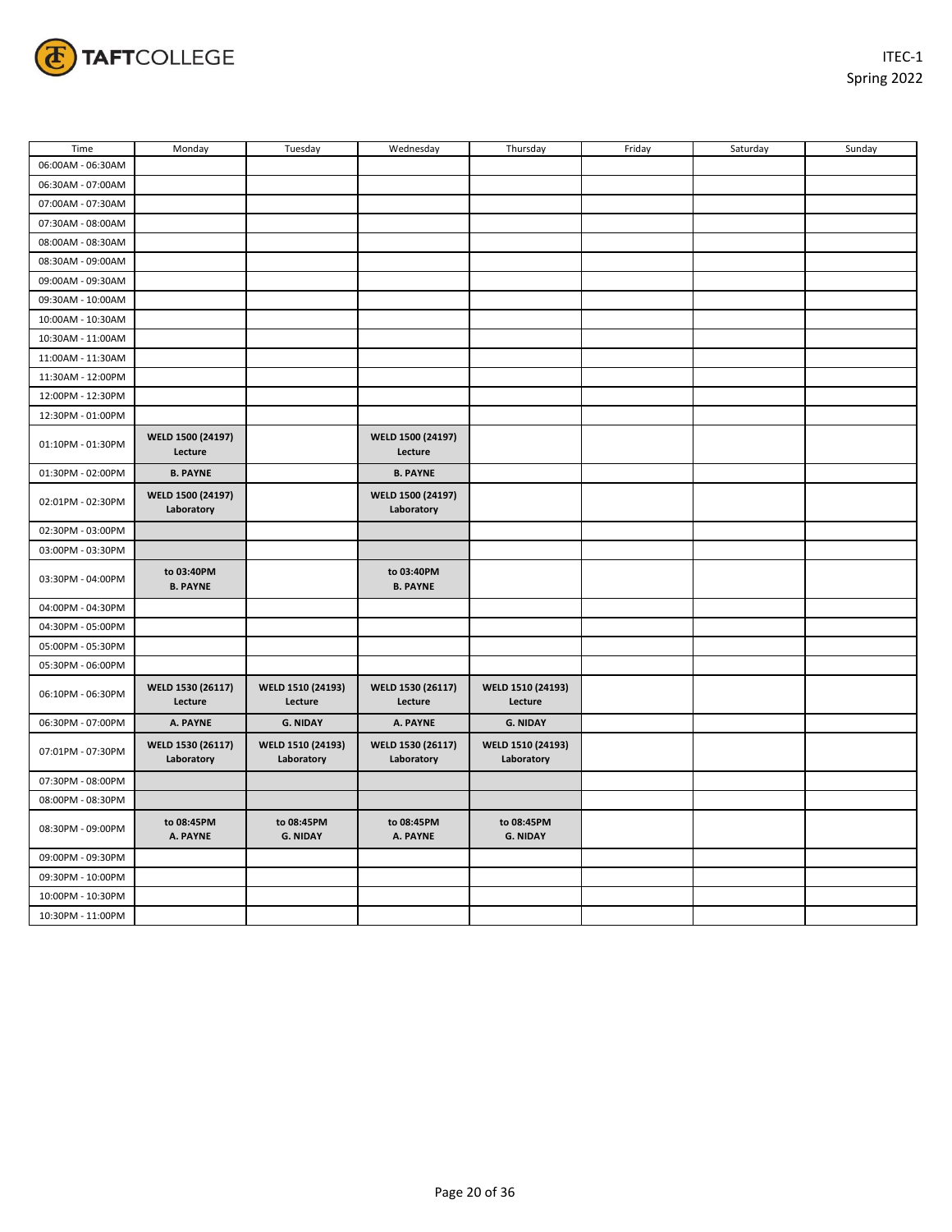ITEC-1
Spring 2022

| Time | Monday | Tuesday | Wednesday | Thursday | Friday | Saturday | Sunday |
|---|---|---|---|---|---|---|---|
| 06:00AM - 06:30AM | | | | | | | |
| 06:30AM - 07:00AM | | | | | | | |
| 07:00AM - 07:30AM | | | | | | | |
| 07:30AM - 08:00AM | | | | | | | |
| 08:00AM - 08:30AM | | | | | | | |
| 08:30AM - 09:00AM | | | | | | | |
| 09:00AM - 09:30AM | | | | | | | |
| 09:30AM - 10:00AM | | | | | | | |
| 10:00AM - 10:30AM | | | | | | | |
| 10:30AM - 11:00AM | | | | | | | |
| 11:00AM - 11:30AM | | | | | | | |
| 11:30AM - 12:00PM | | | | | | | |
| 12:00PM - 12:30PM | | | | | | | |
| 12:30PM - 01:00PM | | | | | | | |
| 01:10PM - 01:30PM | **WELD 1500 (24197) Lecture** | | **WELD 1500 (24197) Lecture** | | | | |
| 01:30PM - 02:00PM | **B. PAYNE** | | **B. PAYNE** | | | | |
| 02:01PM - 02:30PM | **WELD 1500 (24197) Laboratory** | | **WELD 1500 (24197) Laboratory** | | | | |
| 02:30PM - 03:00PM | | | | | | | |
| 03:00PM - 03:30PM | | | | | | | |
| 03:30PM - 04:00PM | **to 03:40PM B. PAYNE** | | **to 03:40PM B. PAYNE** | | | | |
| 04:00PM - 04:30PM | | | | | | | |
| 04:30PM - 05:00PM | | | | | | | |
| 05:00PM - 05:30PM | | | | | | | |
| 05:30PM - 06:00PM | | | | | | | |
| 06:10PM - 06:30PM | **WELD 1530 (26117) Lecture** | **WELD 1510 (24193) Lecture** | **WELD 1530 (26117) Lecture** | **WELD 1510 (24193) Lecture** | | | |
| 06:30PM - 07:00PM | **A. PAYNE** | **G. NIDAY** | **A. PAYNE** | **G. NIDAY** | | | |
| 07:01PM - 07:30PM | **WELD 1530 (26117) Laboratory** | **WELD 1510 (24193) Laboratory** | **WELD 1530 (26117) Laboratory** | **WELD 1510 (24193) Laboratory** | | | |
| 07:30PM - 08:00PM | | | | | | | |
| 08:00PM - 08:30PM | | | | | | | |
| 08:30PM - 09:00PM | **to 08:45PM A. PAYNE** | **to 08:45PM G. NIDAY** | **to 08:45PM A. PAYNE** | **to 08:45PM G. NIDAY** | | | |
| 09:00PM - 09:30PM | | | | | | | |
| 09:30PM - 10:00PM | | | | | | | |
| 10:00PM - 10:30PM | | | | | | | |
| 10:30PM - 11:00PM | | | | | | | |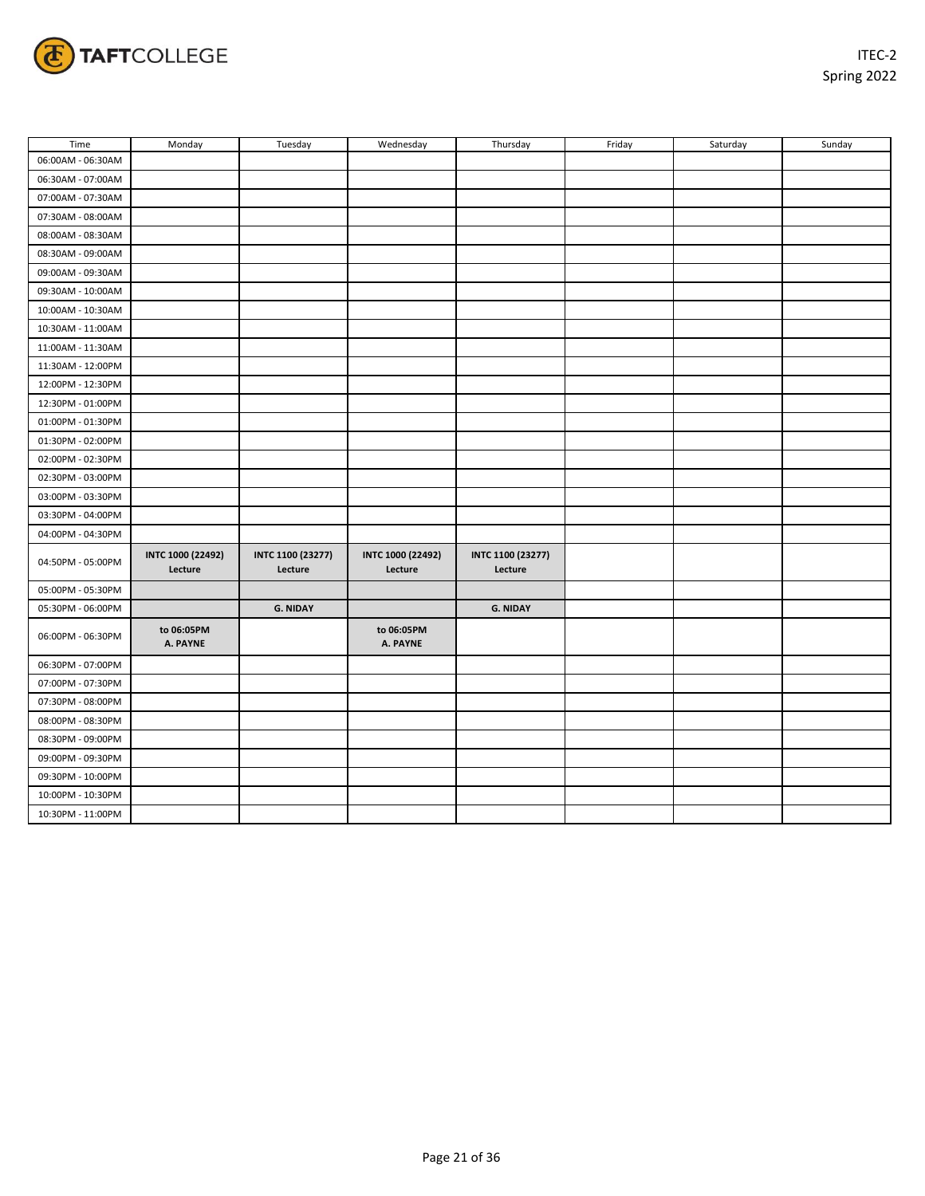ITEC-2
Spring 2022

| Time | Monday | Tuesday | Wednesday | Thursday | Friday | Saturday | Sunday |
|---|---|---|---|---|---|---|---|
| 06:00AM - 06:30AM | | | | | | | |
| 06:30AM - 07:00AM | | | | | | | |
| 07:00AM - 07:30AM | | | | | | | |
| 07:30AM - 08:00AM | | | | | | | |
| 08:00AM - 08:30AM | | | | | | | |
| 08:30AM - 09:00AM | | | | | | | |
| 09:00AM - 09:30AM | | | | | | | |
| 09:30AM - 10:00AM | | | | | | | |
| 10:00AM - 10:30AM | | | | | | | |
| 10:30AM - 11:00AM | | | | | | | |
| 11:00AM - 11:30AM | | | | | | | |
| 11:30AM - 12:00PM | | | | | | | |
| 12:00PM - 12:30PM | | | | | | | |
| 12:30PM - 01:00PM | | | | | | | |
| 01:00PM - 01:30PM | | | | | | | |
| 01:30PM - 02:00PM | | | | | | | |
| 02:00PM - 02:30PM | | | | | | | |
| 02:30PM - 03:00PM | | | | | | | |
| 03:00PM - 03:30PM | | | | | | | |
| 03:30PM - 04:00PM | | | | | | | |
| 04:00PM - 04:30PM | | | | | | | |
| 04:50PM - 05:00PM | **INTC 1000 (22492) Lecture** | **INTC 1100 (23277) Lecture** | **INTC 1000 (22492) Lecture** | **INTC 1100 (23277) Lecture** | | | |
| 05:00PM - 05:30PM | | | | | | | |
| 05:30PM - 06:00PM | | **G. NIDAY** | | **G. NIDAY** | | | |
| 06:00PM - 06:30PM | **to 06:05PM A. PAYNE** | | **to 06:05PM A. PAYNE** | | | | |
| 06:30PM - 07:00PM | | | | | | | |
| 07:00PM - 07:30PM | | | | | | | |
| 07:30PM - 08:00PM | | | | | | | |
| 08:00PM - 08:30PM | | | | | | | |
| 08:30PM - 09:00PM | | | | | | | |
| 09:00PM - 09:30PM | | | | | | | |
| 09:30PM - 10:00PM | | | | | | | |
| 10:00PM - 10:30PM | | | | | | | |
| 10:30PM - 11:00PM | | | | | | | |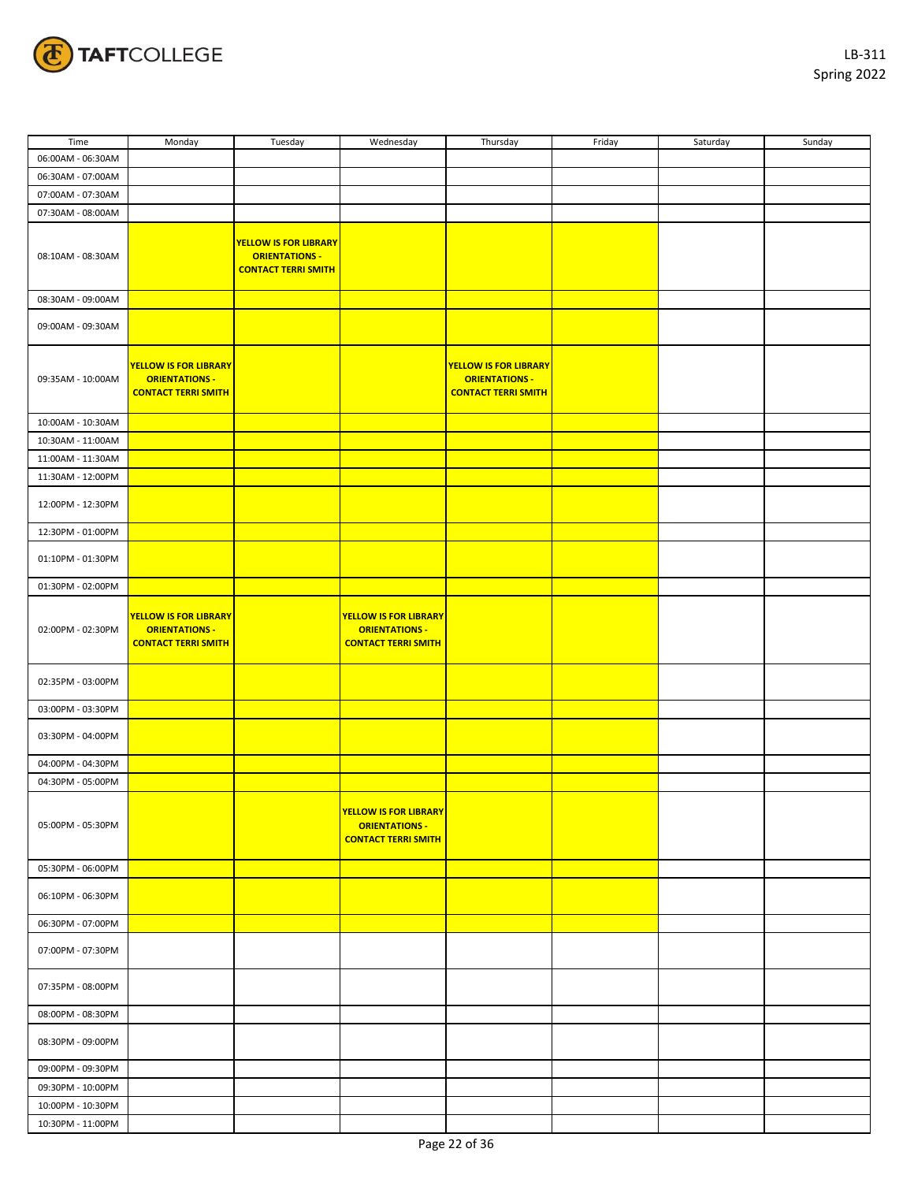LB-311
Spring 2022

| Time | Monday | Tuesday | Wednesday | Thursday | Friday | Saturday | Sunday |
|---|---|---|---|---|---|---|---|
| 06:00AM - 06:30AM | | | | | | | |
| 06:30AM - 07:00AM | | | | | | | |
| 07:00AM - 07:30AM | | | | | | | |
| 07:30AM - 08:00AM | | | | | | | |
| 08:10AM - 08:30AM | | **YELLOW IS FOR LIBRARY ORIENTATIONS - CONTACT TERRI SMITH** | | | | | |
| 08:30AM - 09:00AM | | | | | | | |
| 09:00AM - 09:30AM | | | | | | | |
| 09:35AM - 10:00AM | **YELLOW IS FOR LIBRARY ORIENTATIONS - CONTACT TERRI SMITH** | | | **YELLOW IS FOR LIBRARY ORIENTATIONS - CONTACT TERRI SMITH** | | | |
| 10:00AM - 10:30AM | | | | | | | |
| 10:30AM - 11:00AM | | | | | | | |
| 11:00AM - 11:30AM | | | | | | | |
| 11:30AM - 12:00PM | | | | | | | |
| 12:00PM - 12:30PM | | | | | | | |
| 12:30PM - 01:00PM | | | | | | | |
| 01:10PM - 01:30PM | | | | | | | |
| 01:30PM - 02:00PM | | | | | | | |
| 02:00PM - 02:30PM | **YELLOW IS FOR LIBRARY ORIENTATIONS - CONTACT TERRI SMITH** | | **YELLOW IS FOR LIBRARY ORIENTATIONS - CONTACT TERRI SMITH** | | | | |
| 02:35PM - 03:00PM | | | | | | | |
| 03:00PM - 03:30PM | | | | | | | |
| 03:30PM - 04:00PM | | | | | | | |
| 04:00PM - 04:30PM | | | | | | | |
| 04:30PM - 05:00PM | | | | | | | |
| 05:00PM - 05:30PM | | | **YELLOW IS FOR LIBRARY ORIENTATIONS - CONTACT TERRI SMITH** | | | | |
| 05:30PM - 06:00PM | | | | | | | |
| 06:10PM - 06:30PM | | | | | | | |
| 06:30PM - 07:00PM | | | | | | | |
| 07:00PM - 07:30PM | | | | | | | |
| 07:35PM - 08:00PM | | | | | | | |
| 08:00PM - 08:30PM | | | | | | | |
| 08:30PM - 09:00PM | | | | | | | |
| 09:00PM - 09:30PM | | | | | | | |
| 09:30PM - 10:00PM | | | | | | | |
| 10:00PM - 10:30PM | | | | | | | |
| 10:30PM - 11:00PM | | | | | | | |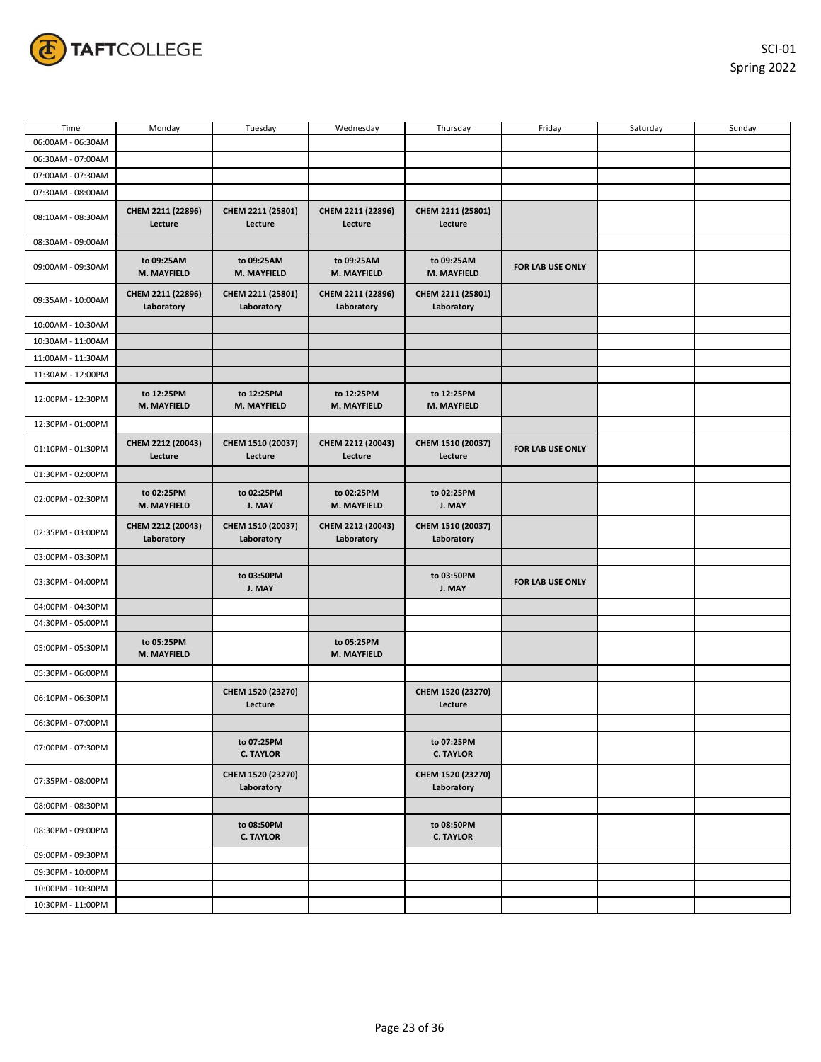SCI-01
Spring 2022

| Time | Monday | Tuesday | Wednesday | Thursday | Friday | Saturday | Sunday |
|---|---|---|---|---|---|---|---|
| 06:00AM - 06:30AM | | | | | | | |
| 06:30AM - 07:00AM | | | | | | | |
| 07:00AM - 07:30AM | | | | | | | |
| 07:30AM - 08:00AM | | | | | | | |
| 08:10AM - 08:30AM | **CHEM 2211 (22896) Lecture** | **CHEM 2211 (25801) Lecture** | **CHEM 2211 (22896) Lecture** | **CHEM 2211 (25801) Lecture** | | | |
| 08:30AM - 09:00AM | | | | | | | |
| 09:00AM - 09:30AM | **to 09:25AM M. MAYFIELD** | **to 09:25AM M. MAYFIELD** | **to 09:25AM M. MAYFIELD** | **to 09:25AM M. MAYFIELD** | **FOR LAB USE ONLY** | | |
| 09:35AM - 10:00AM | **CHEM 2211 (22896) Laboratory** | **CHEM 2211 (25801) Laboratory** | **CHEM 2211 (22896) Laboratory** | **CHEM 2211 (25801) Laboratory** | | | |
| 10:00AM - 10:30AM | | | | | | | |
| 10:30AM - 11:00AM | | | | | | | |
| 11:00AM - 11:30AM | | | | | | | |
| 11:30AM - 12:00PM | | | | | | | |
| 12:00PM - 12:30PM | **to 12:25PM M. MAYFIELD** | **to 12:25PM M. MAYFIELD** | **to 12:25PM M. MAYFIELD** | **to 12:25PM M. MAYFIELD** | | | |
| 12:30PM - 01:00PM | | | | | | | |
| 01:10PM - 01:30PM | **CHEM 2212 (20043) Lecture** | **CHEM 1510 (20037) Lecture** | **CHEM 2212 (20043) Lecture** | **CHEM 1510 (20037) Lecture** | **FOR LAB USE ONLY** | | |
| 01:30PM - 02:00PM | | | | | | | |
| 02:00PM - 02:30PM | **to 02:25PM M. MAYFIELD** | **to 02:25PM J. MAY** | **to 02:25PM M. MAYFIELD** | **to 02:25PM J. MAY** | | | |
| 02:35PM - 03:00PM | **CHEM 2212 (20043) Laboratory** | **CHEM 1510 (20037) Laboratory** | **CHEM 2212 (20043) Laboratory** | **CHEM 1510 (20037) Laboratory** | | | |
| 03:00PM - 03:30PM | | | | | | | |
| 03:30PM - 04:00PM | | **to 03:50PM J. MAY** | | **to 03:50PM J. MAY** | **FOR LAB USE ONLY** | | |
| 04:00PM - 04:30PM | | | | | | | |
| 04:30PM - 05:00PM | | | | | | | |
| 05:00PM - 05:30PM | **to 05:25PM M. MAYFIELD** | | **to 05:25PM M. MAYFIELD** | | | | |
| 05:30PM - 06:00PM | | | | | | | |
| 06:10PM - 06:30PM | | **CHEM 1520 (23270) Lecture** | | **CHEM 1520 (23270) Lecture** | | | |
| 06:30PM - 07:00PM | | | | | | | |
| 07:00PM - 07:30PM | | **to 07:25PM C. TAYLOR** | | **to 07:25PM C. TAYLOR** | | | |
| 07:35PM - 08:00PM | | **CHEM 1520 (23270) Laboratory** | | **CHEM 1520 (23270) Laboratory** | | | |
| 08:00PM - 08:30PM | | | | | | | |
| 08:30PM - 09:00PM | | **to 08:50PM C. TAYLOR** | | **to 08:50PM C. TAYLOR** | | | |
| 09:00PM - 09:30PM | | | | | | | |
| 09:30PM - 10:00PM | | | | | | | |
| 10:00PM - 10:30PM | | | | | | | |
| 10:30PM - 11:00PM | | | | | | | |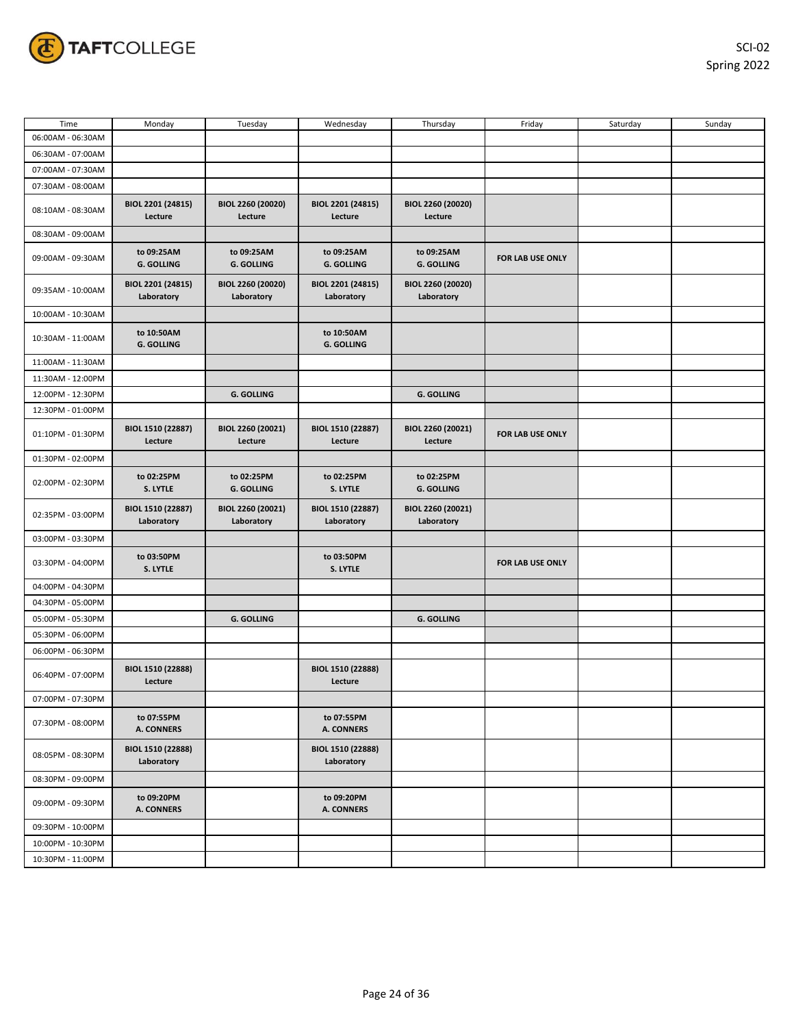SCI-02
Spring 2022

| Time | Monday | Tuesday | Wednesday | Thursday | Friday | Saturday | Sunday |
|---|---|---|---|---|---|---|---|
| 06:00AM - 06:30AM | | | | | | | |
| 06:30AM - 07:00AM | | | | | | | |
| 07:00AM - 07:30AM | | | | | | | |
| 07:30AM - 08:00AM | | | | | | | |
| 08:10AM - 08:30AM | **BIOL 2201 (24815) Lecture** | **BIOL 2260 (20020) Lecture** | **BIOL 2201 (24815) Lecture** | **BIOL 2260 (20020) Lecture** | | | |
| 08:30AM - 09:00AM | | | | | | | |
| 09:00AM - 09:30AM | **to 09:25AM G. GOLLING** | **to 09:25AM G. GOLLING** | **to 09:25AM G. GOLLING** | **to 09:25AM G. GOLLING** | **FOR LAB USE ONLY** | | |
| 09:35AM - 10:00AM | **BIOL 2201 (24815) Laboratory** | **BIOL 2260 (20020) Laboratory** | **BIOL 2201 (24815) Laboratory** | **BIOL 2260 (20020) Laboratory** | | | |
| 10:00AM - 10:30AM | | | | | | | |
| 10:30AM - 11:00AM | **to 10:50AM G. GOLLING** | | **to 10:50AM G. GOLLING** | | | | |
| 11:00AM - 11:30AM | | | | | | | |
| 11:30AM - 12:00PM | | | | | | | |
| 12:00PM - 12:30PM | | **G. GOLLING** | | **G. GOLLING** | | | |
| 12:30PM - 01:00PM | | | | | | | |
| 01:10PM - 01:30PM | **BIOL 1510 (22887) Lecture** | **BIOL 2260 (20021) Lecture** | **BIOL 1510 (22887) Lecture** | **BIOL 2260 (20021) Lecture** | **FOR LAB USE ONLY** | | |
| 01:30PM - 02:00PM | | | | | | | |
| 02:00PM - 02:30PM | **to 02:25PM S. LYTLE** | **to 02:25PM G. GOLLING** | **to 02:25PM S. LYTLE** | **to 02:25PM G. GOLLING** | | | |
| 02:35PM - 03:00PM | **BIOL 1510 (22887) Laboratory** | **BIOL 2260 (20021) Laboratory** | **BIOL 1510 (22887) Laboratory** | **BIOL 2260 (20021) Laboratory** | | | |
| 03:00PM - 03:30PM | | | | | | | |
| 03:30PM - 04:00PM | **to 03:50PM S. LYTLE** | | **to 03:50PM S. LYTLE** | | **FOR LAB USE ONLY** | | |
| 04:00PM - 04:30PM | | | | | | | |
| 04:30PM - 05:00PM | | | | | | | |
| 05:00PM - 05:30PM | | **G. GOLLING** | | **G. GOLLING** | | | |
| 05:30PM - 06:00PM | | | | | | | |
| 06:00PM - 06:30PM | | | | | | | |
| 06:40PM - 07:00PM | **BIOL 1510 (22888) Lecture** | | **BIOL 1510 (22888) Lecture** | | | | |
| 07:00PM - 07:30PM | | | | | | | |
| 07:30PM - 08:00PM | **to 07:55PM A. CONNERS** | | **to 07:55PM A. CONNERS** | | | | |
| 08:05PM - 08:30PM | **BIOL 1510 (22888) Laboratory** | | **BIOL 1510 (22888) Laboratory** | | | | |
| 08:30PM - 09:00PM | | | | | | | |
| 09:00PM - 09:30PM | **to 09:20PM A. CONNERS** | | **to 09:20PM A. CONNERS** | | | | |
| 09:30PM - 10:00PM | | | | | | | |
| 10:00PM - 10:30PM | | | | | | | |
| 10:30PM - 11:00PM | | | | | | | |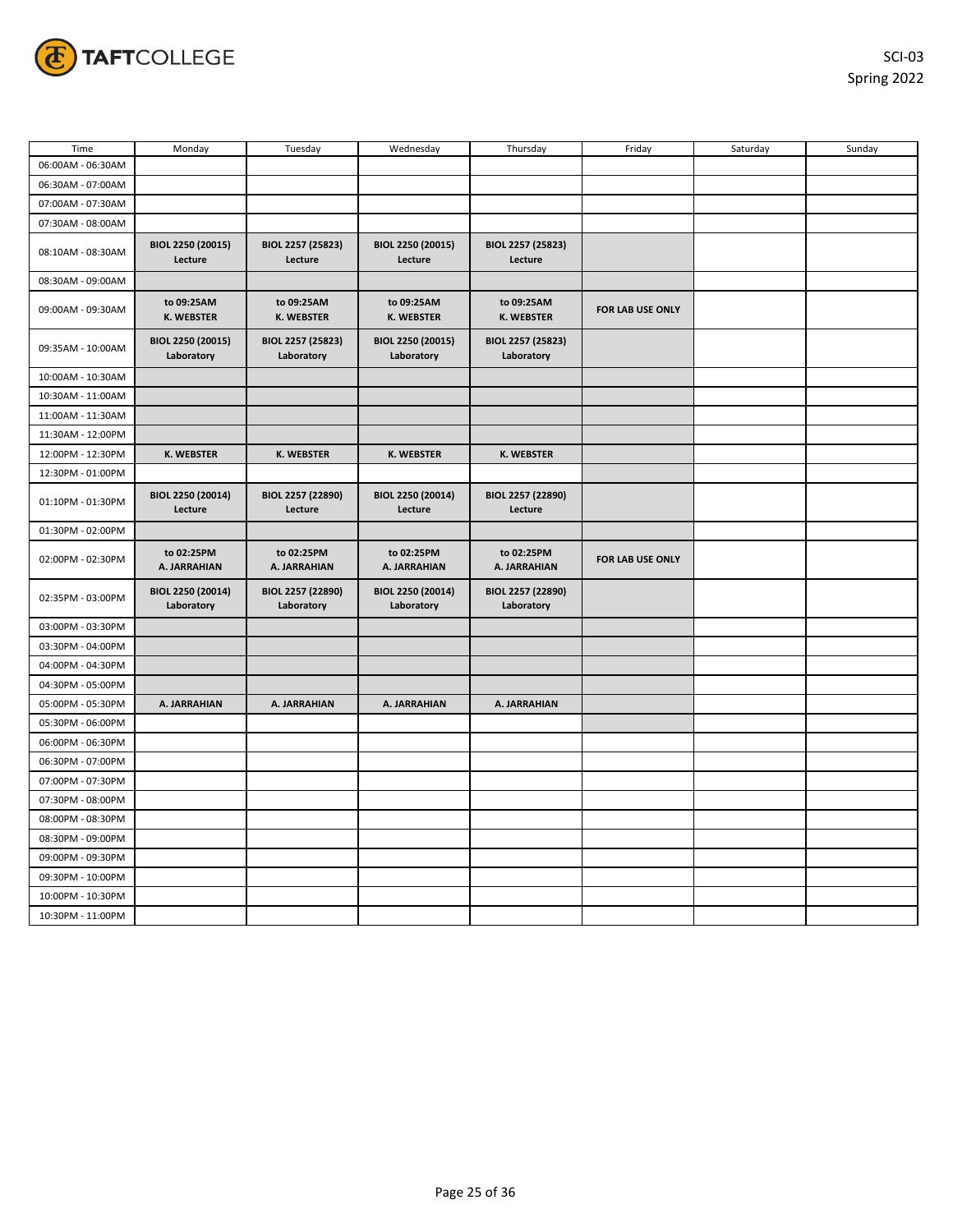SCI-03
Spring 2022

| Time | Monday | Tuesday | Wednesday | Thursday | Friday | Saturday | Sunday |
|---|---|---|---|---|---|---|---|
| 06:00AM - 06:30AM | | | | | | | |
| 06:30AM - 07:00AM | | | | | | | |
| 07:00AM - 07:30AM | | | | | | | |
| 07:30AM - 08:00AM | | | | | | | |
| 08:10AM - 08:30AM | **BIOL 2250 (20015) Lecture** | **BIOL 2257 (25823) Lecture** | **BIOL 2250 (20015) Lecture** | **BIOL 2257 (25823) Lecture** | | | |
| 08:30AM - 09:00AM | | | | | | | |
| 09:00AM - 09:30AM | **to 09:25AM K. WEBSTER** | **to 09:25AM K. WEBSTER** | **to 09:25AM K. WEBSTER** | **to 09:25AM K. WEBSTER** | **FOR LAB USE ONLY** | | |
| 09:35AM - 10:00AM | **BIOL 2250 (20015) Laboratory** | **BIOL 2257 (25823) Laboratory** | **BIOL 2250 (20015) Laboratory** | **BIOL 2257 (25823) Laboratory** | | | |
| 10:00AM - 10:30AM | | | | | | | |
| 10:30AM - 11:00AM | | | | | | | |
| 11:00AM - 11:30AM | | | | | | | |
| 11:30AM - 12:00PM | | | | | | | |
| 12:00PM - 12:30PM | **K. WEBSTER** | **K. WEBSTER** | **K. WEBSTER** | **K. WEBSTER** | | | |
| 12:30PM - 01:00PM | | | | | | | |
| 01:10PM - 01:30PM | **BIOL 2250 (20014) Lecture** | **BIOL 2257 (22890) Lecture** | **BIOL 2250 (20014) Lecture** | **BIOL 2257 (22890) Lecture** | | | |
| 01:30PM - 02:00PM | | | | | | | |
| 02:00PM - 02:30PM | **to 02:25PM A. JARRAHIAN** | **to 02:25PM A. JARRAHIAN** | **to 02:25PM A. JARRAHIAN** | **to 02:25PM A. JARRAHIAN** | **FOR LAB USE ONLY** | | |
| 02:35PM - 03:00PM | **BIOL 2250 (20014) Laboratory** | **BIOL 2257 (22890) Laboratory** | **BIOL 2250 (20014) Laboratory** | **BIOL 2257 (22890) Laboratory** | | | |
| 03:00PM - 03:30PM | | | | | | | |
| 03:30PM - 04:00PM | | | | | | | |
| 04:00PM - 04:30PM | | | | | | | |
| 04:30PM - 05:00PM | | | | | | | |
| 05:00PM - 05:30PM | **A. JARRAHIAN** | **A. JARRAHIAN** | **A. JARRAHIAN** | **A. JARRAHIAN** | | | |
| 05:30PM - 06:00PM | | | | | | | |
| 06:00PM - 06:30PM | | | | | | | |
| 06:30PM - 07:00PM | | | | | | | |
| 07:00PM - 07:30PM | | | | | | | |
| 07:30PM - 08:00PM | | | | | | | |
| 08:00PM - 08:30PM | | | | | | | |
| 08:30PM - 09:00PM | | | | | | | |
| 09:00PM - 09:30PM | | | | | | | |
| 09:30PM - 10:00PM | | | | | | | |
| 10:00PM - 10:30PM | | | | | | | |
| 10:30PM - 11:00PM | | | | | | | |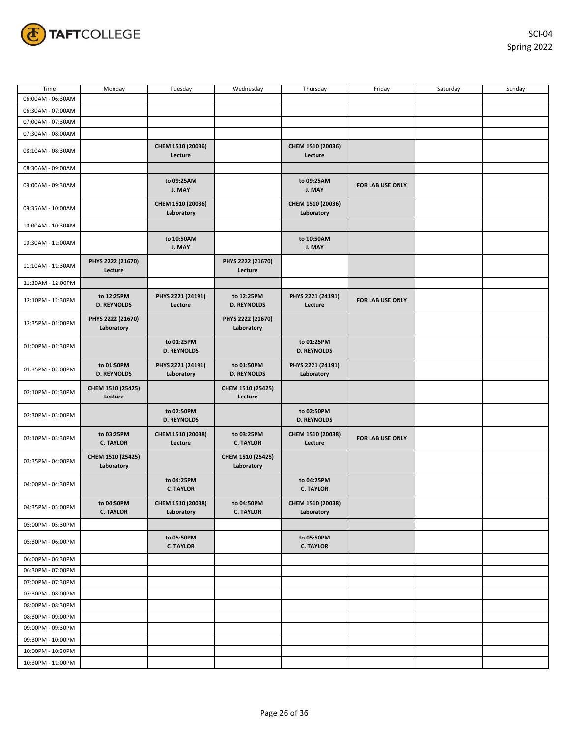SCI-04
Spring 2022

| Time | Monday | Tuesday | Wednesday | Thursday | Friday | Saturday | Sunday |
|---|---|---|---|---|---|---|---|
| 06:00AM - 06:30AM | | | | | | | |
| 06:30AM - 07:00AM | | | | | | | |
| 07:00AM - 07:30AM | | | | | | | |
| 07:30AM - 08:00AM | | | | | | | |
| 08:10AM - 08:30AM | | **CHEM 1510 (20036) Lecture** | | **CHEM 1510 (20036) Lecture** | | | |
| 08:30AM - 09:00AM | | | | | | | |
| 09:00AM - 09:30AM | | **to 09:25AM J. MAY** | | **to 09:25AM J. MAY** | **FOR LAB USE ONLY** | | |
| 09:35AM - 10:00AM | | **CHEM 1510 (20036) Laboratory** | | **CHEM 1510 (20036) Laboratory** | | | |
| 10:00AM - 10:30AM | | | | | | | |
| 10:30AM - 11:00AM | | **to 10:50AM J. MAY** | | **to 10:50AM J. MAY** | | | |
| 11:10AM - 11:30AM | **PHYS 2222 (21670) Lecture** | | **PHYS 2222 (21670) Lecture** | | | | |
| 11:30AM - 12:00PM | | | | | | | |
| 12:10PM - 12:30PM | **to 12:25PM D. REYNOLDS** | **PHYS 2221 (24191) Lecture** | **to 12:25PM D. REYNOLDS** | **PHYS 2221 (24191) Lecture** | **FOR LAB USE ONLY** | | |
| 12:35PM - 01:00PM | **PHYS 2222 (21670) Laboratory** | | **PHYS 2222 (21670) Laboratory** | | | | |
| 01:00PM - 01:30PM | | **to 01:25PM D. REYNOLDS** | | **to 01:25PM D. REYNOLDS** | | | |
| 01:35PM - 02:00PM | **to 01:50PM D. REYNOLDS** | **PHYS 2221 (24191) Laboratory** | **to 01:50PM D. REYNOLDS** | **PHYS 2221 (24191) Laboratory** | | | |
| 02:10PM - 02:30PM | **CHEM 1510 (25425) Lecture** | | **CHEM 1510 (25425) Lecture** | | | | |
| 02:30PM - 03:00PM | | **to 02:50PM D. REYNOLDS** | | **to 02:50PM D. REYNOLDS** | | | |
| 03:10PM - 03:30PM | **to 03:25PM C. TAYLOR** | **CHEM 1510 (20038) Lecture** | **to 03:25PM C. TAYLOR** | **CHEM 1510 (20038) Lecture** | **FOR LAB USE ONLY** | | |
| 03:35PM - 04:00PM | **CHEM 1510 (25425) Laboratory** | | **CHEM 1510 (25425) Laboratory** | | | | |
| 04:00PM - 04:30PM | | **to 04:25PM C. TAYLOR** | | **to 04:25PM C. TAYLOR** | | | |
| 04:35PM - 05:00PM | **to 04:50PM C. TAYLOR** | **CHEM 1510 (20038) Laboratory** | **to 04:50PM C. TAYLOR** | **CHEM 1510 (20038) Laboratory** | | | |
| 05:00PM - 05:30PM | | | | | | | |
| 05:30PM - 06:00PM | | **to 05:50PM C. TAYLOR** | | **to 05:50PM C. TAYLOR** | | | |
| 06:00PM - 06:30PM | | | | | | | |
| 06:30PM - 07:00PM | | | | | | | |
| 07:00PM - 07:30PM | | | | | | | |
| 07:30PM - 08:00PM | | | | | | | |
| 08:00PM - 08:30PM | | | | | | | |
| 08:30PM - 09:00PM | | | | | | | |
| 09:00PM - 09:30PM | | | | | | | |
| 09:30PM - 10:00PM | | | | | | | |
| 10:00PM - 10:30PM | | | | | | | |
| 10:30PM - 11:00PM | | | | | | | |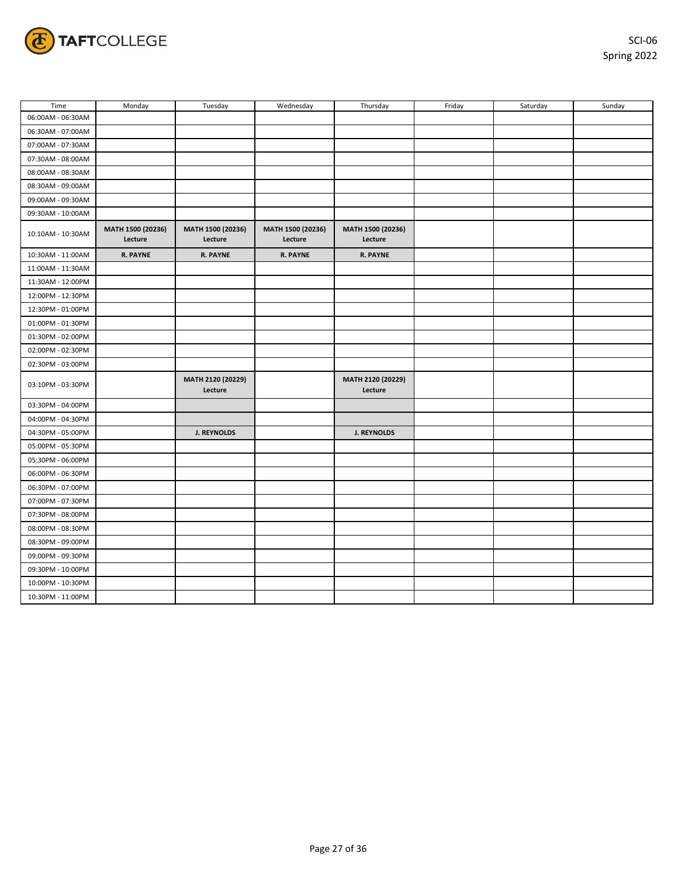SCI-06
Spring 2022

| Time | Monday | Tuesday | Wednesday | Thursday | Friday | Saturday | Sunday |
|---|---|---|---|---|---|---|---|
| 06:00AM - 06:30AM | | | | | | | |
| 06:30AM - 07:00AM | | | | | | | |
| 07:00AM - 07:30AM | | | | | | | |
| 07:30AM - 08:00AM | | | | | | | |
| 08:00AM - 08:30AM | | | | | | | |
| 08:30AM - 09:00AM | | | | | | | |
| 09:00AM - 09:30AM | | | | | | | |
| 09:30AM - 10:00AM | | | | | | | |
| 10:10AM - 10:30AM | **MATH 1500 (20236) Lecture** | **MATH 1500 (20236) Lecture** | **MATH 1500 (20236) Lecture** | **MATH 1500 (20236) Lecture** | | | |
| 10:30AM - 11:00AM | **R. PAYNE** | **R. PAYNE** | **R. PAYNE** | **R. PAYNE** | | | |
| 11:00AM - 11:30AM | | | | | | | |
| 11:30AM - 12:00PM | | | | | | | |
| 12:00PM - 12:30PM | | | | | | | |
| 12:30PM - 01:00PM | | | | | | | |
| 01:00PM - 01:30PM | | | | | | | |
| 01:30PM - 02:00PM | | | | | | | |
| 02:00PM - 02:30PM | | | | | | | |
| 02:30PM - 03:00PM | | | | | | | |
| 03:10PM - 03:30PM | | **MATH 2120 (20229) Lecture** | | **MATH 2120 (20229) Lecture** | | | |
| 03:30PM - 04:00PM | | | | | | | |
| 04:00PM - 04:30PM | | | | | | | |
| 04:30PM - 05:00PM | | **J. REYNOLDS** | | **J. REYNOLDS** | | | |
| 05:00PM - 05:30PM | | | | | | | |
| 05:30PM - 06:00PM | | | | | | | |
| 06:00PM - 06:30PM | | | | | | | |
| 06:30PM - 07:00PM | | | | | | | |
| 07:00PM - 07:30PM | | | | | | | |
| 07:30PM - 08:00PM | | | | | | | |
| 08:00PM - 08:30PM | | | | | | | |
| 08:30PM - 09:00PM | | | | | | | |
| 09:00PM - 09:30PM | | | | | | | |
| 09:30PM - 10:00PM | | | | | | | |
| 10:00PM - 10:30PM | | | | | | | |
| 10:30PM - 11:00PM | | | | | | | |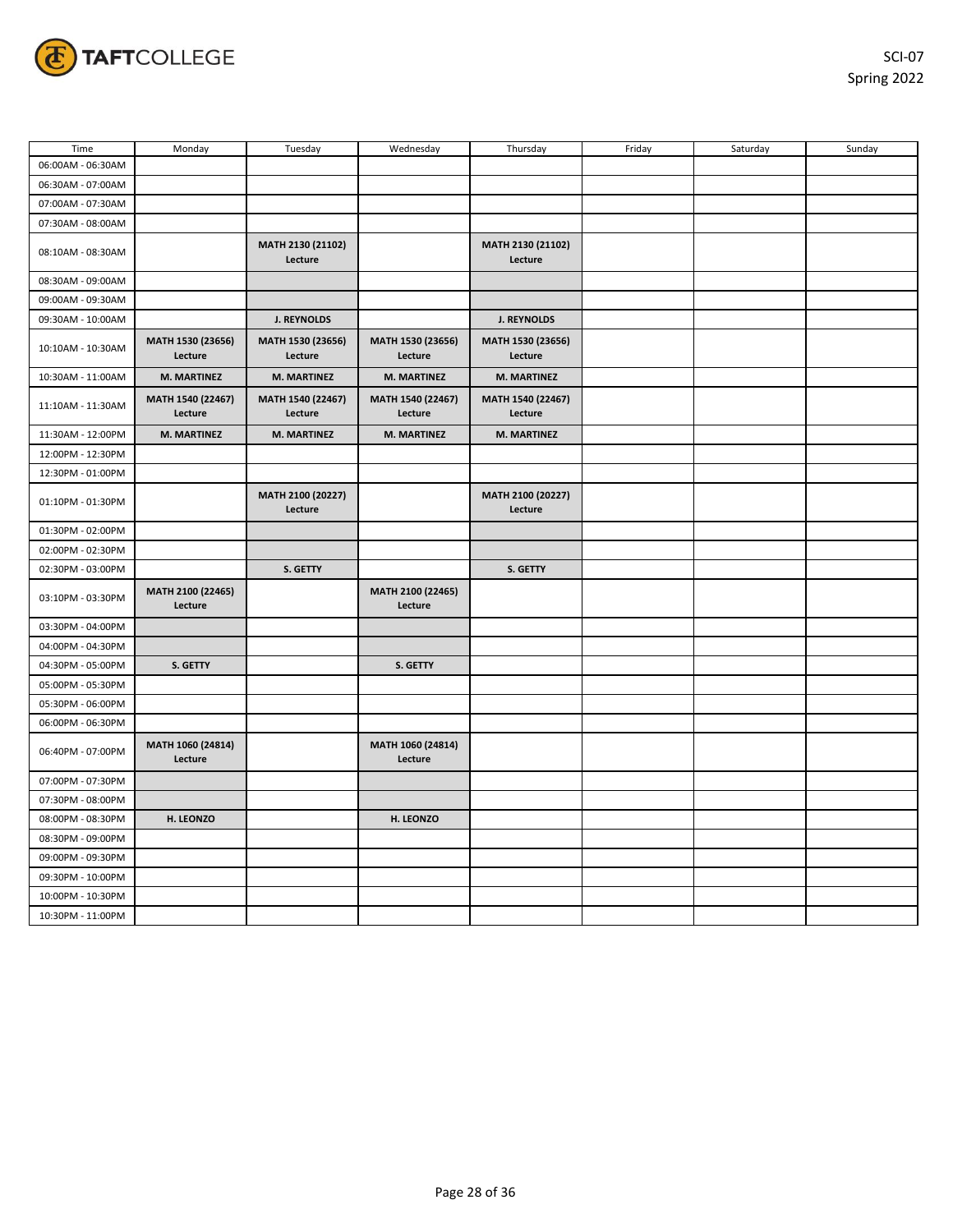SCI-07
Spring 2022

| Time | Monday | Tuesday | Wednesday | Thursday | Friday | Saturday | Sunday |
|---|---|---|---|---|---|---|---|
| 06:00AM - 06:30AM | | | | | | | |
| 06:30AM - 07:00AM | | | | | | | |
| 07:00AM - 07:30AM | | | | | | | |
| 07:30AM - 08:00AM | | | | | | | |
| 08:10AM - 08:30AM | | **MATH 2130 (21102) Lecture** | | **MATH 2130 (21102) Lecture** | | | |
| 08:30AM - 09:00AM | | | | | | | |
| 09:00AM - 09:30AM | | | | | | | |
| 09:30AM - 10:00AM | | **J. REYNOLDS** | | **J. REYNOLDS** | | | |
| 10:10AM - 10:30AM | **MATH 1530 (23656) Lecture** | **MATH 1530 (23656) Lecture** | **MATH 1530 (23656) Lecture** | **MATH 1530 (23656) Lecture** | | | |
| 10:30AM - 11:00AM | **M. MARTINEZ** | **M. MARTINEZ** | **M. MARTINEZ** | **M. MARTINEZ** | | | |
| 11:10AM - 11:30AM | **MATH 1540 (22467) Lecture** | **MATH 1540 (22467) Lecture** | **MATH 1540 (22467) Lecture** | **MATH 1540 (22467) Lecture** | | | |
| 11:30AM - 12:00PM | **M. MARTINEZ** | **M. MARTINEZ** | **M. MARTINEZ** | **M. MARTINEZ** | | | |
| 12:00PM - 12:30PM | | | | | | | |
| 12:30PM - 01:00PM | | | | | | | |
| 01:10PM - 01:30PM | | **MATH 2100 (20227) Lecture** | | **MATH 2100 (20227) Lecture** | | | |
| 01:30PM - 02:00PM | | | | | | | |
| 02:00PM - 02:30PM | | | | | | | |
| 02:30PM - 03:00PM | | **S. GETTY** | | **S. GETTY** | | | |
| 03:10PM - 03:30PM | **MATH 2100 (22465) Lecture** | | **MATH 2100 (22465) Lecture** | | | | |
| 03:30PM - 04:00PM | | | | | | | |
| 04:00PM - 04:30PM | | | | | | | |
| 04:30PM - 05:00PM | **S. GETTY** | | **S. GETTY** | | | | |
| 05:00PM - 05:30PM | | | | | | | |
| 05:30PM - 06:00PM | | | | | | | |
| 06:00PM - 06:30PM | | | | | | | |
| 06:40PM - 07:00PM | **MATH 1060 (24814) Lecture** | | **MATH 1060 (24814) Lecture** | | | | |
| 07:00PM - 07:30PM | | | | | | | |
| 07:30PM - 08:00PM | | | | | | | |
| 08:00PM - 08:30PM | **H. LEONZO** | | **H. LEONZO** | | | | |
| 08:30PM - 09:00PM | | | | | | | |
| 09:00PM - 09:30PM | | | | | | | |
| 09:30PM - 10:00PM | | | | | | | |
| 10:00PM - 10:30PM | | | | | | | |
| 10:30PM - 11:00PM | | | | | | | |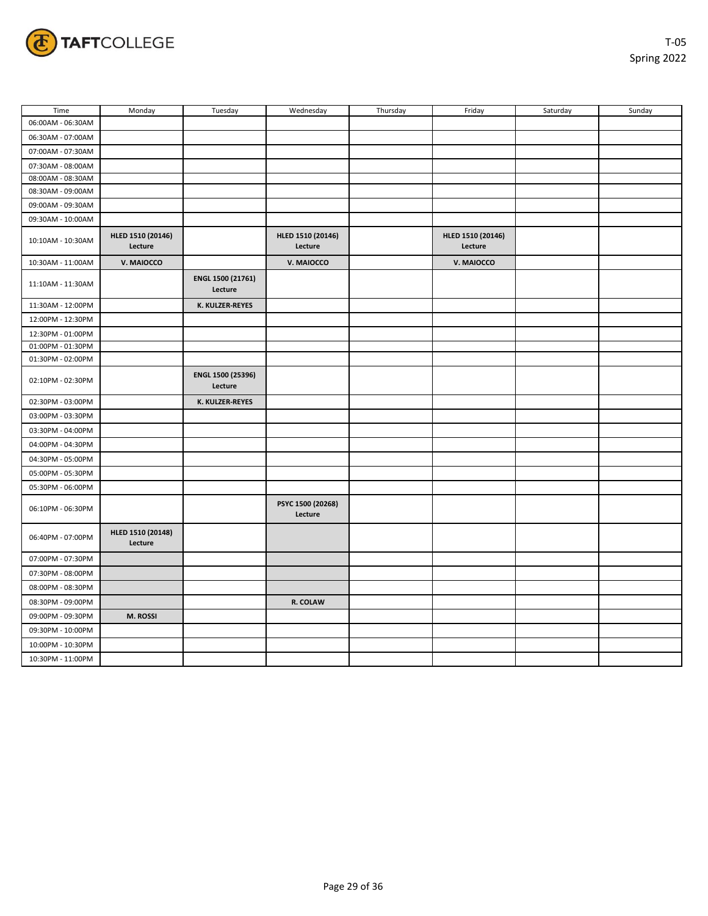T-05
Spring 2022

| Time | Monday | Tuesday | Wednesday | Thursday | Friday | Saturday | Sunday |
|---|---|---|---|---|---|---|---|
| 06:00AM - 06:30AM | | | | | | | |
| 06:30AM - 07:00AM | | | | | | | |
| 07:00AM - 07:30AM | | | | | | | |
| 07:30AM - 08:00AM | | | | | | | |
| 08:00AM - 08:30AM | | | | | | | |
| 08:30AM - 09:00AM | | | | | | | |
| 09:00AM - 09:30AM | | | | | | | |
| 09:30AM - 10:00AM | | | | | | | |
| 10:10AM - 10:30AM | **HLED 1510 (20146) Lecture** | | **HLED 1510 (20146) Lecture** | | **HLED 1510 (20146) Lecture** | | |
| 10:30AM - 11:00AM | **V. MAIOCCO** | | **V. MAIOCCO** | | **V. MAIOCCO** | | |
| 11:10AM - 11:30AM | | **ENGL 1500 (21761) Lecture** | | | | | |
| 11:30AM - 12:00PM | | **K. KULZER-REYES** | | | | | |
| 12:00PM - 12:30PM | | | | | | | |
| 12:30PM - 01:00PM | | | | | | | |
| 01:00PM - 01:30PM | | | | | | | |
| 01:30PM - 02:00PM | | | | | | | |
| 02:10PM - 02:30PM | | **ENGL 1500 (25396) Lecture** | | | | | |
| 02:30PM - 03:00PM | | **K. KULZER-REYES** | | | | | |
| 03:00PM - 03:30PM | | | | | | | |
| 03:30PM - 04:00PM | | | | | | | |
| 04:00PM - 04:30PM | | | | | | | |
| 04:30PM - 05:00PM | | | | | | | |
| 05:00PM - 05:30PM | | | | | | | |
| 05:30PM - 06:00PM | | | | | | | |
| 06:10PM - 06:30PM | | | **PSYC 1500 (20268) Lecture** | | | | |
| 06:40PM - 07:00PM | **HLED 1510 (20148) Lecture** | | | | | | |
| 07:00PM - 07:30PM | | | | | | | |
| 07:30PM - 08:00PM | | | | | | | |
| 08:00PM - 08:30PM | | | | | | | |
| 08:30PM - 09:00PM | | | **R. COLAW** | | | | |
| 09:00PM - 09:30PM | **M. ROSSI** | | | | | | |
| 09:30PM - 10:00PM | | | | | | | |
| 10:00PM - 10:30PM | | | | | | | |
| 10:30PM - 11:00PM | | | | | | | |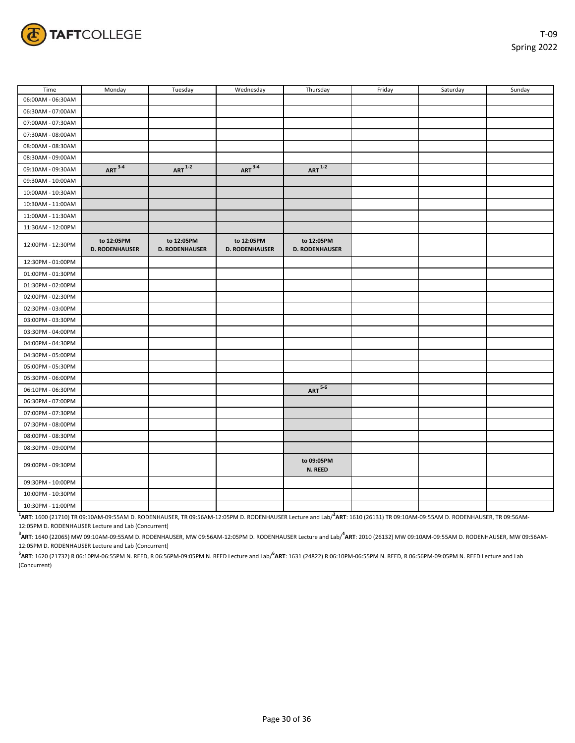T-09
Spring 2022

| Time | Monday | Tuesday | Wednesday | Thursday | Friday | Saturday | Sunday |
|---|---|---|---|---|---|---|---|
| 06:00AM - 06:30AM | | | | | | | |
| 06:30AM - 07:00AM | | | | | | | |
| 07:00AM - 07:30AM | | | | | | | |
| 07:30AM - 08:00AM | | | | | | | |
| 08:00AM - 08:30AM | | | | | | | |
| 08:30AM - 09:00AM | | | | | | | |
| 09:10AM - 09:30AM | **ART** [3-4] | **ART** [1-2] | **ART** [3-4] | **ART** [1-2] | | | |
| 09:30AM - 10:00AM | | | | | | | |
| 10:00AM - 10:30AM | | | | | | | |
| 10:30AM - 11:00AM | | | | | | | |
| 11:00AM - 11:30AM | | | | | | | |
| 11:30AM - 12:00PM | | | | | | | |
| 12:00PM - 12:30PM | **to 12:05PM D. RODENHAUSER** | **to 12:05PM D. RODENHAUSER** | **to 12:05PM D. RODENHAUSER** | **to 12:05PM D. RODENHAUSER** | | | |
| 12:30PM - 01:00PM | | | | | | | |
| 01:00PM - 01:30PM | | | | | | | |
| 01:30PM - 02:00PM | | | | | | | |
| 02:00PM - 02:30PM | | | | | | | |
| 02:30PM - 03:00PM | | | | | | | |
| 03:00PM - 03:30PM | | | | | | | |
| 03:30PM - 04:00PM | | | | | | | |
| 04:00PM - 04:30PM | | | | | | | |
| 04:30PM - 05:00PM | | | | | | | |
| 05:00PM - 05:30PM | | | | | | | |
| 05:30PM - 06:00PM | | | | | | | |
| 06:10PM - 06:30PM | | | | **ART** [5-6] | | | |
| 06:30PM - 07:00PM | | | | | | | |
| 07:00PM - 07:30PM | | | | | | | |
| 07:30PM - 08:00PM | | | | | | | |
| 08:00PM - 08:30PM | | | | | | | |
| 08:30PM - 09:00PM | | | | | | | |
| 09:00PM - 09:30PM | | | | **to 09:05PM N. REED** | | | |
| 09:30PM - 10:00PM | | | | | | | |
| 10:00PM - 10:30PM | | | | | | | |
| 10:30PM - 11:00PM | | | | | | | |

[1]**ART**: 1600 (21710) TR 09:10AM-09:55AM D. RODENHAUSER, TR 09:56AM-12:05PM D. RODENHAUSER Lecture and Lab/[2]**ART**: 1610 (26131) TR 09:10AM-09:55AM D. RODENHAUSER, TR 09:56AM-12:05PM D. RODENHAUSER Lecture and Lab (Concurrent)

[3]**ART**: 1640 (22065) MW 09:10AM-09:55AM D. RODENHAUSER, MW 09:56AM-12:05PM D. RODENHAUSER Lecture and Lab/[4]**ART**: 2010 (26132) MW 09:10AM-09:55AM D. RODENHAUSER, MW 09:56AM-12:05PM D. RODENHAUSER Lecture and Lab (Concurrent)

[5]**ART**: 1620 (21732) R 06:10PM-06:55PM N. REED, R 06:56PM-09:05PM N. REED Lecture and Lab/[6]**ART**: 1631 (24822) R 06:10PM-06:55PM N. REED, R 06:56PM-09:05PM N. REED Lecture and Lab (Concurrent)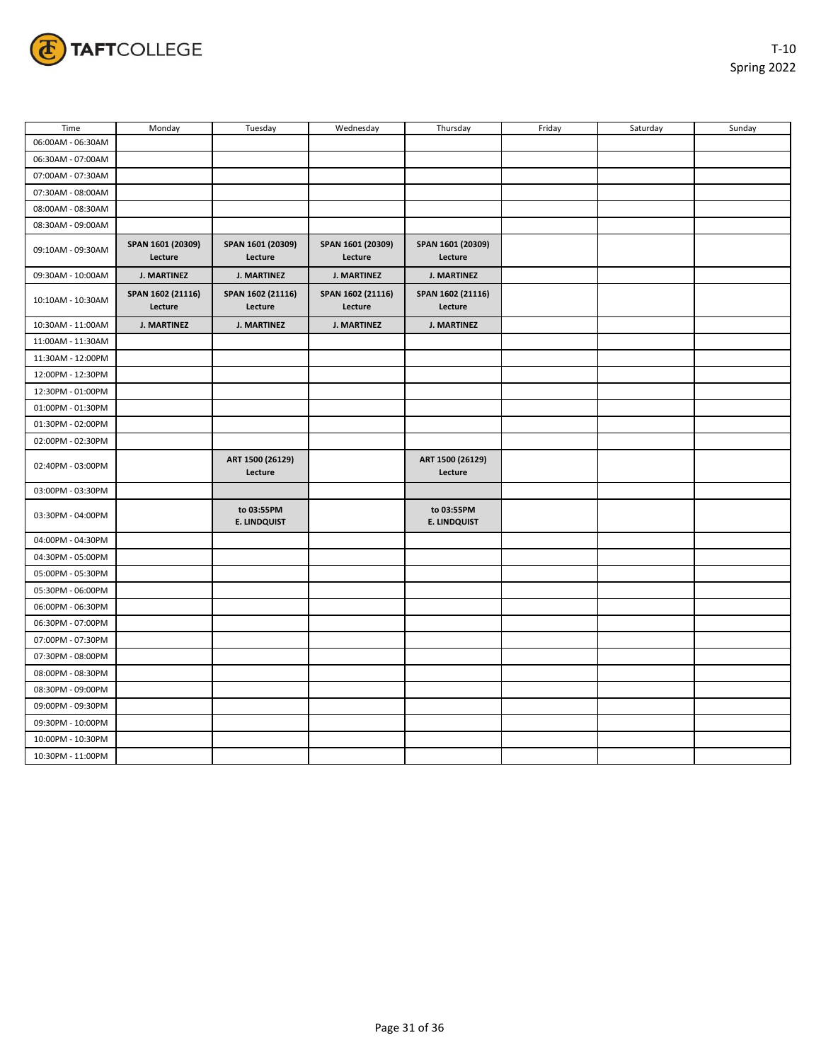T-10
Spring 2022

| Time | Monday | Tuesday | Wednesday | Thursday | Friday | Saturday | Sunday |
|---|---|---|---|---|---|---|---|
| 06:00AM - 06:30AM | | | | | | | |
| 06:30AM - 07:00AM | | | | | | | |
| 07:00AM - 07:30AM | | | | | | | |
| 07:30AM - 08:00AM | | | | | | | |
| 08:00AM - 08:30AM | | | | | | | |
| 08:30AM - 09:00AM | | | | | | | |
| 09:10AM - 09:30AM | **SPAN 1601 (20309) Lecture** | **SPAN 1601 (20309) Lecture** | **SPAN 1601 (20309) Lecture** | **SPAN 1601 (20309) Lecture** | | | |
| 09:30AM - 10:00AM | **J. MARTINEZ** | **J. MARTINEZ** | **J. MARTINEZ** | **J. MARTINEZ** | | | |
| 10:10AM - 10:30AM | **SPAN 1602 (21116) Lecture** | **SPAN 1602 (21116) Lecture** | **SPAN 1602 (21116) Lecture** | **SPAN 1602 (21116) Lecture** | | | |
| 10:30AM - 11:00AM | **J. MARTINEZ** | **J. MARTINEZ** | **J. MARTINEZ** | **J. MARTINEZ** | | | |
| 11:00AM - 11:30AM | | | | | | | |
| 11:30AM - 12:00PM | | | | | | | |
| 12:00PM - 12:30PM | | | | | | | |
| 12:30PM - 01:00PM | | | | | | | |
| 01:00PM - 01:30PM | | | | | | | |
| 01:30PM - 02:00PM | | | | | | | |
| 02:00PM - 02:30PM | | | | | | | |
| 02:40PM - 03:00PM | | **ART 1500 (26129) Lecture** | | **ART 1500 (26129) Lecture** | | | |
| 03:00PM - 03:30PM | | | | | | | |
| 03:30PM - 04:00PM | | **to 03:55PM E. LINDQUIST** | | **to 03:55PM E. LINDQUIST** | | | |
| 04:00PM - 04:30PM | | | | | | | |
| 04:30PM - 05:00PM | | | | | | | |
| 05:00PM - 05:30PM | | | | | | | |
| 05:30PM - 06:00PM | | | | | | | |
| 06:00PM - 06:30PM | | | | | | | |
| 06:30PM - 07:00PM | | | | | | | |
| 07:00PM - 07:30PM | | | | | | | |
| 07:30PM - 08:00PM | | | | | | | |
| 08:00PM - 08:30PM | | | | | | | |
| 08:30PM - 09:00PM | | | | | | | |
| 09:00PM - 09:30PM | | | | | | | |
| 09:30PM - 10:00PM | | | | | | | |
| 10:00PM - 10:30PM | | | | | | | |
| 10:30PM - 11:00PM | | | | | | | |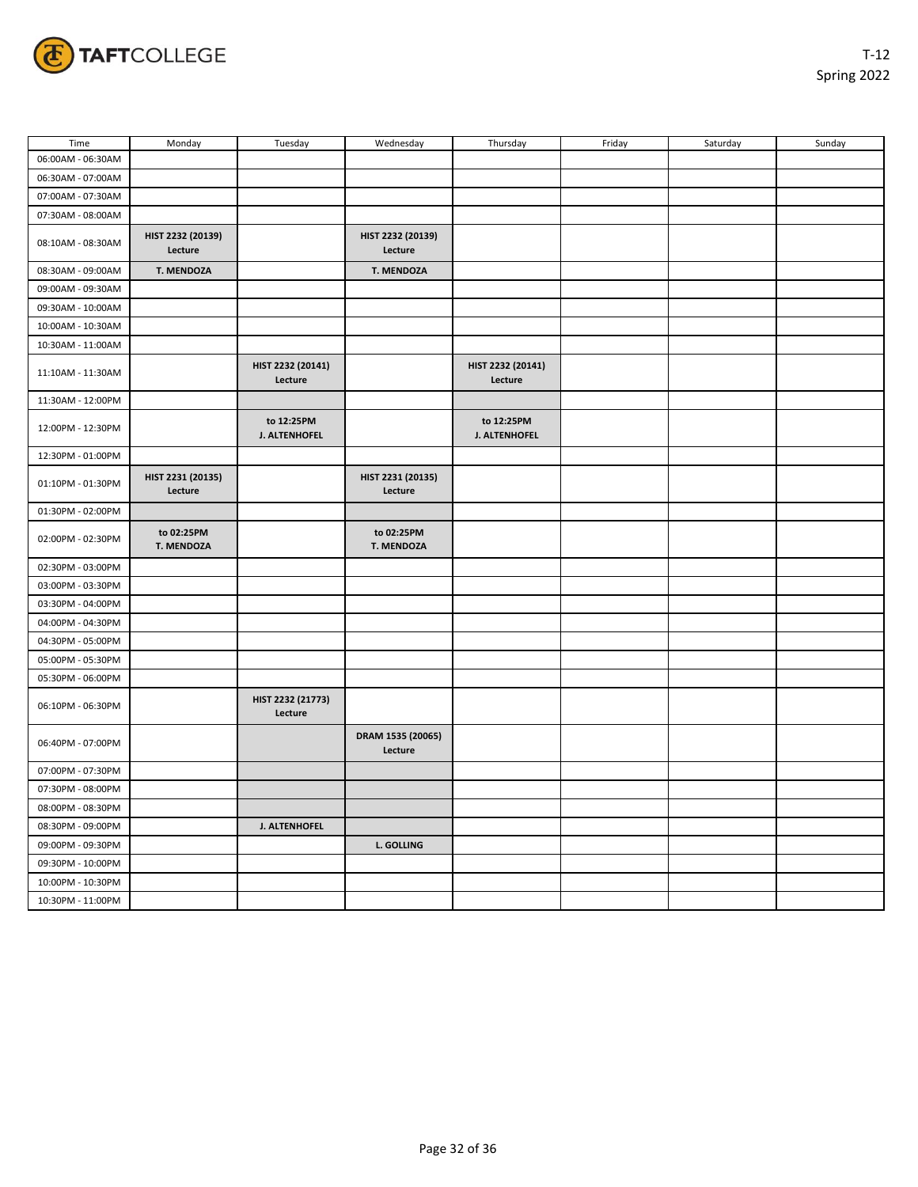T-12
Spring 2022

| Time | Monday | Tuesday | Wednesday | Thursday | Friday | Saturday | Sunday |
|---|---|---|---|---|---|---|---|
| 06:00AM - 06:30AM | | | | | | | |
| 06:30AM - 07:00AM | | | | | | | |
| 07:00AM - 07:30AM | | | | | | | |
| 07:30AM - 08:00AM | | | | | | | |
| 08:10AM - 08:30AM | **HIST 2232 (20139) Lecture** | | **HIST 2232 (20139) Lecture** | | | | |
| 08:30AM - 09:00AM | **T. MENDOZA** | | **T. MENDOZA** | | | | |
| 09:00AM - 09:30AM | | | | | | | |
| 09:30AM - 10:00AM | | | | | | | |
| 10:00AM - 10:30AM | | | | | | | |
| 10:30AM - 11:00AM | | | | | | | |
| 11:10AM - 11:30AM | | **HIST 2232 (20141) Lecture** | | **HIST 2232 (20141) Lecture** | | | |
| 11:30AM - 12:00PM | | | | | | | |
| 12:00PM - 12:30PM | | **to 12:25PM J. ALTENHOFEL** | | **to 12:25PM J. ALTENHOFEL** | | | |
| 12:30PM - 01:00PM | | | | | | | |
| 01:10PM - 01:30PM | **HIST 2231 (20135) Lecture** | | **HIST 2231 (20135) Lecture** | | | | |
| 01:30PM - 02:00PM | | | | | | | |
| 02:00PM - 02:30PM | **to 02:25PM T. MENDOZA** | | **to 02:25PM T. MENDOZA** | | | | |
| 02:30PM - 03:00PM | | | | | | | |
| 03:00PM - 03:30PM | | | | | | | |
| 03:30PM - 04:00PM | | | | | | | |
| 04:00PM - 04:30PM | | | | | | | |
| 04:30PM - 05:00PM | | | | | | | |
| 05:00PM - 05:30PM | | | | | | | |
| 05:30PM - 06:00PM | | | | | | | |
| 06:10PM - 06:30PM | | **HIST 2232 (21773) Lecture** | | | | | |
| 06:40PM - 07:00PM | | | **DRAM 1535 (20065) Lecture** | | | | |
| 07:00PM - 07:30PM | | | | | | | |
| 07:30PM - 08:00PM | | | | | | | |
| 08:00PM - 08:30PM | | | | | | | |
| 08:30PM - 09:00PM | | **J. ALTENHOFEL** | | | | | |
| 09:00PM - 09:30PM | | | **L. GOLLING** | | | | |
| 09:30PM - 10:00PM | | | | | | | |
| 10:00PM - 10:30PM | | | | | | | |
| 10:30PM - 11:00PM | | | | | | | |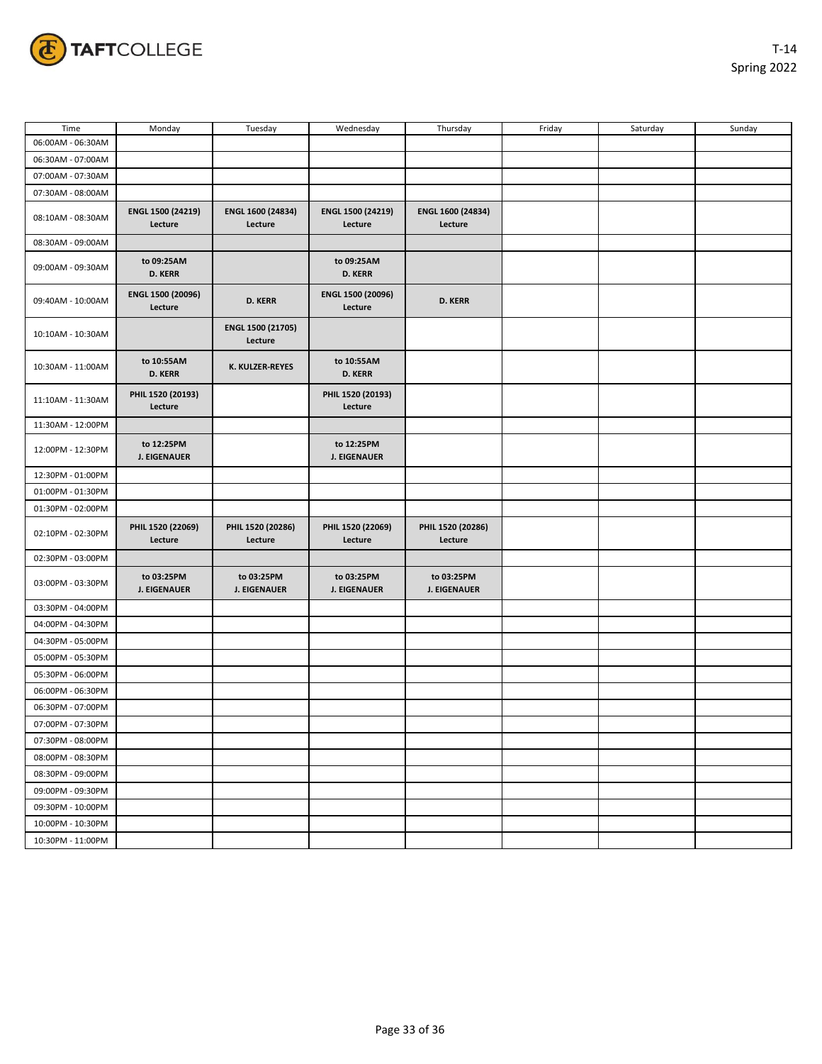TAFTCOLLEGE

T-14
Spring 2022

| Time | Monday | Tuesday | Wednesday | Thursday | Friday | Saturday | Sunday |
|---|---|---|---|---|---|---|---|
| 06:00AM - 06:30AM | | | | | | | |
| 06:30AM - 07:00AM | | | | | | | |
| 07:00AM - 07:30AM | | | | | | | |
| 07:30AM - 08:00AM | | | | | | | |
| 08:10AM - 08:30AM | **ENGL 1500 (24219) Lecture** | **ENGL 1600 (24834) Lecture** | **ENGL 1500 (24219) Lecture** | **ENGL 1600 (24834) Lecture** | | | |
| 08:30AM - 09:00AM | | | | | | | |
| 09:00AM - 09:30AM | **to 09:25AM D. KERR** | | **to 09:25AM D. KERR** | | | | |
| 09:40AM - 10:00AM | **ENGL 1500 (20096) Lecture** | **D. KERR** | **ENGL 1500 (20096) Lecture** | **D. KERR** | | | |
| 10:10AM - 10:30AM | | **ENGL 1500 (21705) Lecture** | | | | | |
| 10:30AM - 11:00AM | **to 10:55AM D. KERR** | **K. KULZER-REYES** | **to 10:55AM D. KERR** | | | | |
| 11:10AM - 11:30AM | **PHIL 1520 (20193) Lecture** | | **PHIL 1520 (20193) Lecture** | | | | |
| 11:30AM - 12:00PM | | | | | | | |
| 12:00PM - 12:30PM | **to 12:25PM J. EIGENAUER** | | **to 12:25PM J. EIGENAUER** | | | | |
| 12:30PM - 01:00PM | | | | | | | |
| 01:00PM - 01:30PM | | | | | | | |
| 01:30PM - 02:00PM | | | | | | | |
| 02:10PM - 02:30PM | **PHIL 1520 (22069) Lecture** | **PHIL 1520 (20286) Lecture** | **PHIL 1520 (22069) Lecture** | **PHIL 1520 (20286) Lecture** | | | |
| 02:30PM - 03:00PM | | | | | | | |
| 03:00PM - 03:30PM | **to 03:25PM J. EIGENAUER** | **to 03:25PM J. EIGENAUER** | **to 03:25PM J. EIGENAUER** | **to 03:25PM J. EIGENAUER** | | | |
| 03:30PM - 04:00PM | | | | | | | |
| 04:00PM - 04:30PM | | | | | | | |
| 04:30PM - 05:00PM | | | | | | | |
| 05:00PM - 05:30PM | | | | | | | |
| 05:30PM - 06:00PM | | | | | | | |
| 06:00PM - 06:30PM | | | | | | | |
| 06:30PM - 07:00PM | | | | | | | |
| 07:00PM - 07:30PM | | | | | | | |
| 07:30PM - 08:00PM | | | | | | | |
| 08:00PM - 08:30PM | | | | | | | |
| 08:30PM - 09:00PM | | | | | | | |
| 09:00PM - 09:30PM | | | | | | | |
| 09:30PM - 10:00PM | | | | | | | |
| 10:00PM - 10:30PM | | | | | | | |
| 10:30PM - 11:00PM | | | | | | | |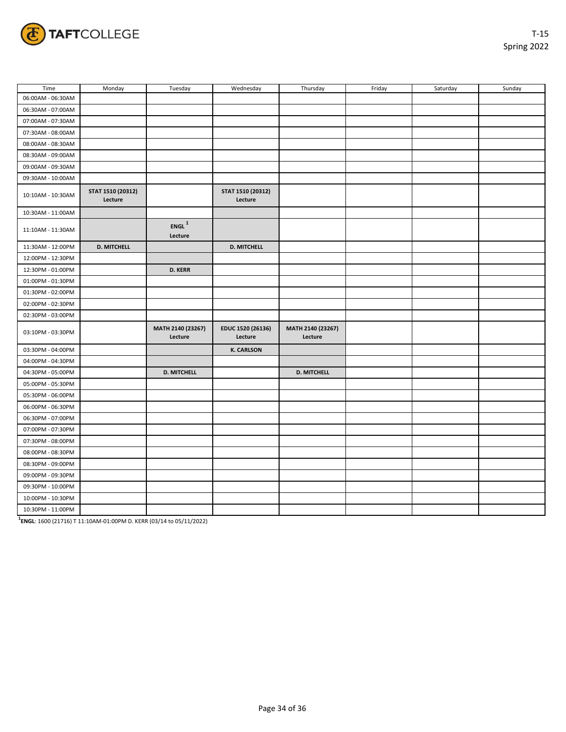TAFTCOLLEGE

T-15
Spring 2022

| Time | Monday | Tuesday | Wednesday | Thursday | Friday | Saturday | Sunday |
|---|---|---|---|---|---|---|---|
| 06:00AM - 06:30AM | | | | | | | |
| 06:30AM - 07:00AM | | | | | | | |
| 07:00AM - 07:30AM | | | | | | | |
| 07:30AM - 08:00AM | | | | | | | |
| 08:00AM - 08:30AM | | | | | | | |
| 08:30AM - 09:00AM | | | | | | | |
| 09:00AM - 09:30AM | | | | | | | |
| 09:30AM - 10:00AM | | | | | | | |
| 10:10AM - 10:30AM | **STAT 1510 (20312) Lecture** | | **STAT 1510 (20312) Lecture** | | | | |
| 10:30AM - 11:00AM | | | | | | | |
| 11:10AM - 11:30AM | | **ENGL [1] Lecture** | | | | | |
| 11:30AM - 12:00PM | **D. MITCHELL** | | **D. MITCHELL** | | | | |
| 12:00PM - 12:30PM | | | | | | | |
| 12:30PM - 01:00PM | | **D. KERR** | | | | | |
| 01:00PM - 01:30PM | | | | | | | |
| 01:30PM - 02:00PM | | | | | | | |
| 02:00PM - 02:30PM | | | | | | | |
| 02:30PM - 03:00PM | | | | | | | |
| 03:10PM - 03:30PM | | **MATH 2140 (23267) Lecture** | **EDUC 1520 (26136) Lecture** | **MATH 2140 (23267) Lecture** | | | |
| 03:30PM - 04:00PM | | | **K. CARLSON** | | | | |
| 04:00PM - 04:30PM | | | | | | | |
| 04:30PM - 05:00PM | | **D. MITCHELL** | | **D. MITCHELL** | | | |
| 05:00PM - 05:30PM | | | | | | | |
| 05:30PM - 06:00PM | | | | | | | |
| 06:00PM - 06:30PM | | | | | | | |
| 06:30PM - 07:00PM | | | | | | | |
| 07:00PM - 07:30PM | | | | | | | |
| 07:30PM - 08:00PM | | | | | | | |
| 08:00PM - 08:30PM | | | | | | | |
| 08:30PM - 09:00PM | | | | | | | |
| 09:00PM - 09:30PM | | | | | | | |
| 09:30PM - 10:00PM | | | | | | | |
| 10:00PM - 10:30PM | | | | | | | |
| 10:30PM - 11:00PM | | | | | | | |

[1] **ENGL**: 1600 (21716) T 11:10AM-01:00PM D. KERR (03/14 to 05/11/2022)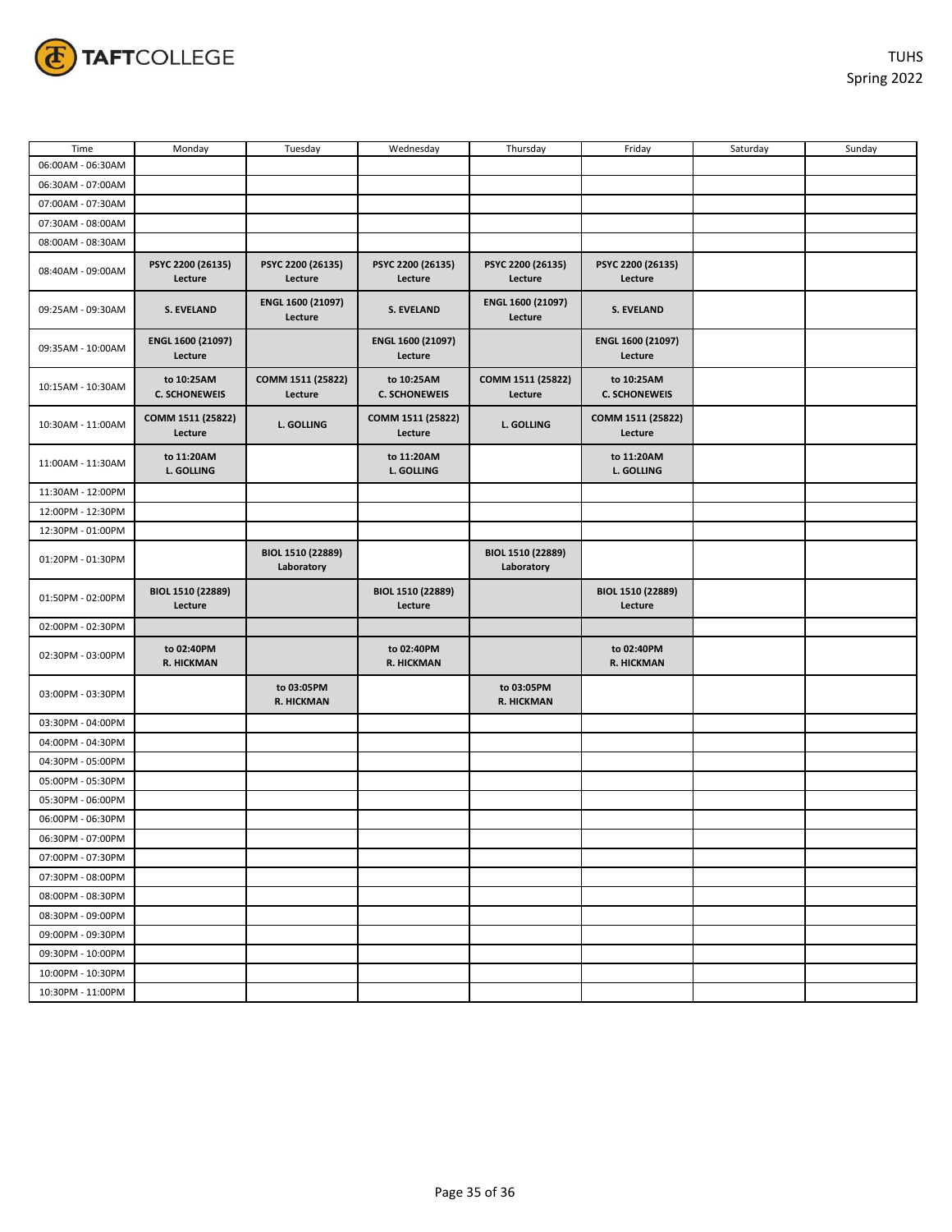TAFTCOLLEGE

TUHS
Spring 2022

| Time | Monday | Tuesday | Wednesday | Thursday | Friday | Saturday | Sunday |
|---|---|---|---|---|---|---|---|
| 06:00AM - 06:30AM | | | | | | | |
| 06:30AM - 07:00AM | | | | | | | |
| 07:00AM - 07:30AM | | | | | | | |
| 07:30AM - 08:00AM | | | | | | | |
| 08:00AM - 08:30AM | | | | | | | |
| 08:40AM - 09:00AM | **PSYC 2200 (26135) Lecture** | **PSYC 2200 (26135) Lecture** | **PSYC 2200 (26135) Lecture** | **PSYC 2200 (26135) Lecture** | **PSYC 2200 (26135) Lecture** | | |
| 09:25AM - 09:30AM | **S. EVELAND** | **ENGL 1600 (21097) Lecture** | **S. EVELAND** | **ENGL 1600 (21097) Lecture** | **S. EVELAND** | | |
| 09:35AM - 10:00AM | **ENGL 1600 (21097) Lecture** | | **ENGL 1600 (21097) Lecture** | | **ENGL 1600 (21097) Lecture** | | |
| 10:15AM - 10:30AM | **to 10:25AM C. SCHONEWEIS** | **COMM 1511 (25822) Lecture** | **to 10:25AM C. SCHONEWEIS** | **COMM 1511 (25822) Lecture** | **to 10:25AM C. SCHONEWEIS** | | |
| 10:30AM - 11:00AM | **COMM 1511 (25822) Lecture** | **L. GOLLING** | **COMM 1511 (25822) Lecture** | **L. GOLLING** | **COMM 1511 (25822) Lecture** | | |
| 11:00AM - 11:30AM | **to 11:20AM L. GOLLING** | | **to 11:20AM L. GOLLING** | | **to 11:20AM L. GOLLING** | | |
| 11:30AM - 12:00PM | | | | | | | |
| 12:00PM - 12:30PM | | | | | | | |
| 12:30PM - 01:00PM | | | | | | | |
| 01:20PM - 01:30PM | | **BIOL 1510 (22889) Laboratory** | | **BIOL 1510 (22889) Laboratory** | | | |
| 01:50PM - 02:00PM | **BIOL 1510 (22889) Lecture** | | **BIOL 1510 (22889) Lecture** | | **BIOL 1510 (22889) Lecture** | | |
| 02:00PM - 02:30PM | | | | | | | |
| 02:30PM - 03:00PM | **to 02:40PM R. HICKMAN** | | **to 02:40PM R. HICKMAN** | | **to 02:40PM R. HICKMAN** | | |
| 03:00PM - 03:30PM | | **to 03:05PM R. HICKMAN** | | **to 03:05PM R. HICKMAN** | | | |
| 03:30PM - 04:00PM | | | | | | | |
| 04:00PM - 04:30PM | | | | | | | |
| 04:30PM - 05:00PM | | | | | | | |
| 05:00PM - 05:30PM | | | | | | | |
| 05:30PM - 06:00PM | | | | | | | |
| 06:00PM - 06:30PM | | | | | | | |
| 06:30PM - 07:00PM | | | | | | | |
| 07:00PM - 07:30PM | | | | | | | |
| 07:30PM - 08:00PM | | | | | | | |
| 08:00PM - 08:30PM | | | | | | | |
| 08:30PM - 09:00PM | | | | | | | |
| 09:00PM - 09:30PM | | | | | | | |
| 09:30PM - 10:00PM | | | | | | | |
| 10:00PM - 10:30PM | | | | | | | |
| 10:30PM - 11:00PM | | | | | | | |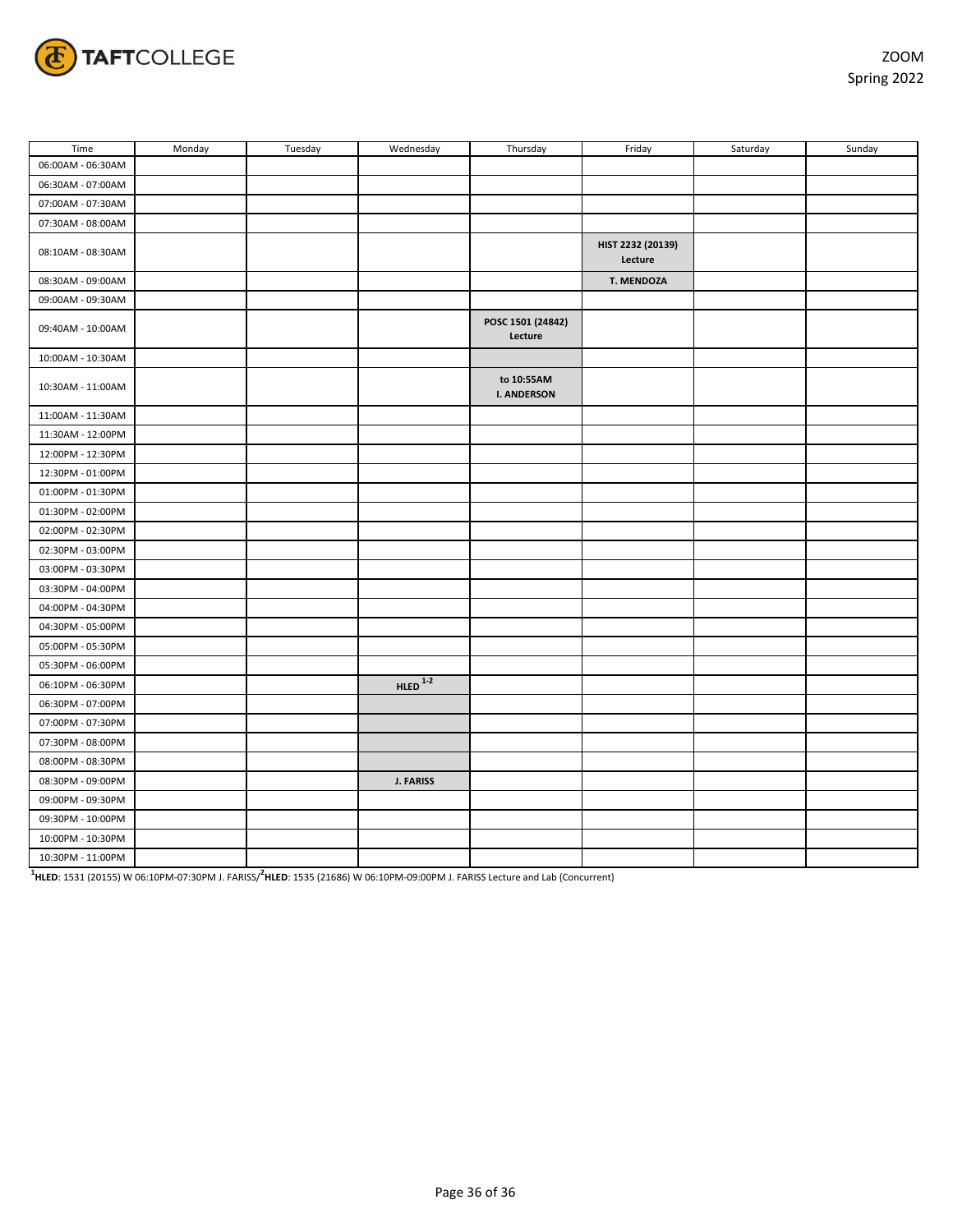ZOOM
Spring 2022

| Time | Monday | Tuesday | Wednesday | Thursday | Friday | Saturday | Sunday |
|---|---|---|---|---|---|---|---|
| 06:00AM - 06:30AM | | | | | | | |
| 06:30AM - 07:00AM | | | | | | | |
| 07:00AM - 07:30AM | | | | | | | |
| 07:30AM - 08:00AM | | | | | | | |
| 08:10AM - 08:30AM | | | | | **HIST 2232 (20139) Lecture** | | |
| 08:30AM - 09:00AM | | | | | **T. MENDOZA** | | |
| 09:00AM - 09:30AM | | | | | | | |
| 09:40AM - 10:00AM | | | | **POSC 1501 (24842) Lecture** | | | |
| 10:00AM - 10:30AM | | | | | | | |
| 10:30AM - 11:00AM | | | | **to 10:55AM I. ANDERSON** | | | |
| 11:00AM - 11:30AM | | | | | | | |
| 11:30AM - 12:00PM | | | | | | | |
| 12:00PM - 12:30PM | | | | | | | |
| 12:30PM - 01:00PM | | | | | | | |
| 01:00PM - 01:30PM | | | | | | | |
| 01:30PM - 02:00PM | | | | | | | |
| 02:00PM - 02:30PM | | | | | | | |
| 02:30PM - 03:00PM | | | | | | | |
| 03:00PM - 03:30PM | | | | | | | |
| 03:30PM - 04:00PM | | | | | | | |
| 04:00PM - 04:30PM | | | | | | | |
| 04:30PM - 05:00PM | | | | | | | |
| 05:00PM - 05:30PM | | | | | | | |
| 05:30PM - 06:00PM | | | | | | | |
| 06:10PM - 06:30PM | | | **HLED** [1-2] | | | | |
| 06:30PM - 07:00PM | | | | | | | |
| 07:00PM - 07:30PM | | | | | | | |
| 07:30PM - 08:00PM | | | | | | | |
| 08:00PM - 08:30PM | | | | | | | |
| 08:30PM - 09:00PM | | | **J. FARISS** | | | | |
| 09:00PM - 09:30PM | | | | | | | |
| 09:30PM - 10:00PM | | | | | | | |
| 10:00PM - 10:30PM | | | | | | | |
| 10:30PM - 11:00PM | | | | | | | |

[1]**HLED**: 1531 (20155) W 06:10PM-07:30PM J. FARISS/[2]**HLED**: 1535 (21686) W 06:10PM-09:00PM J. FARISS Lecture and Lab (Concurrent)